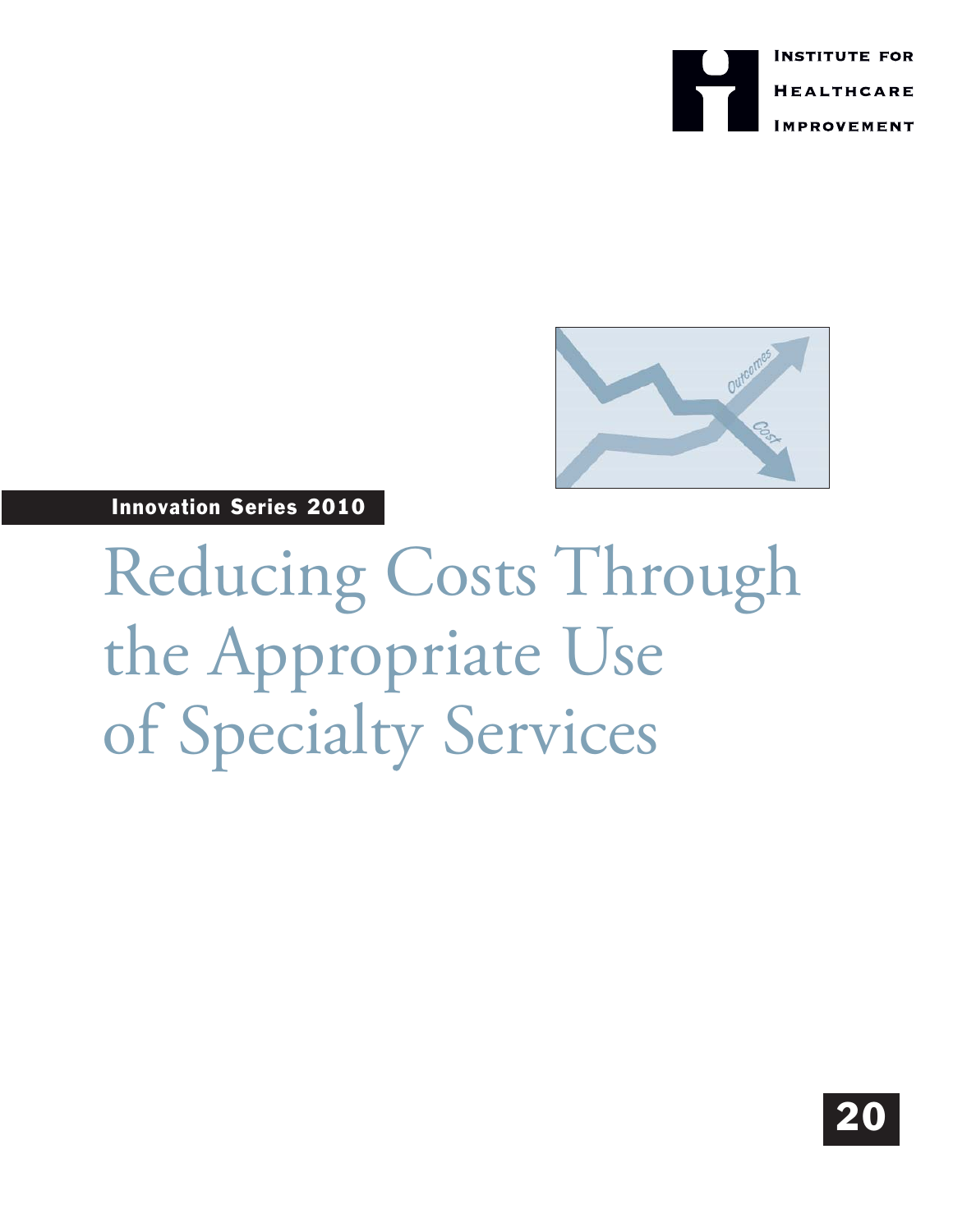Institute for Healthcare Improvement

Innovation Series 2010

# Reducing Costs Through the Appropriate Use of Specialty Services

20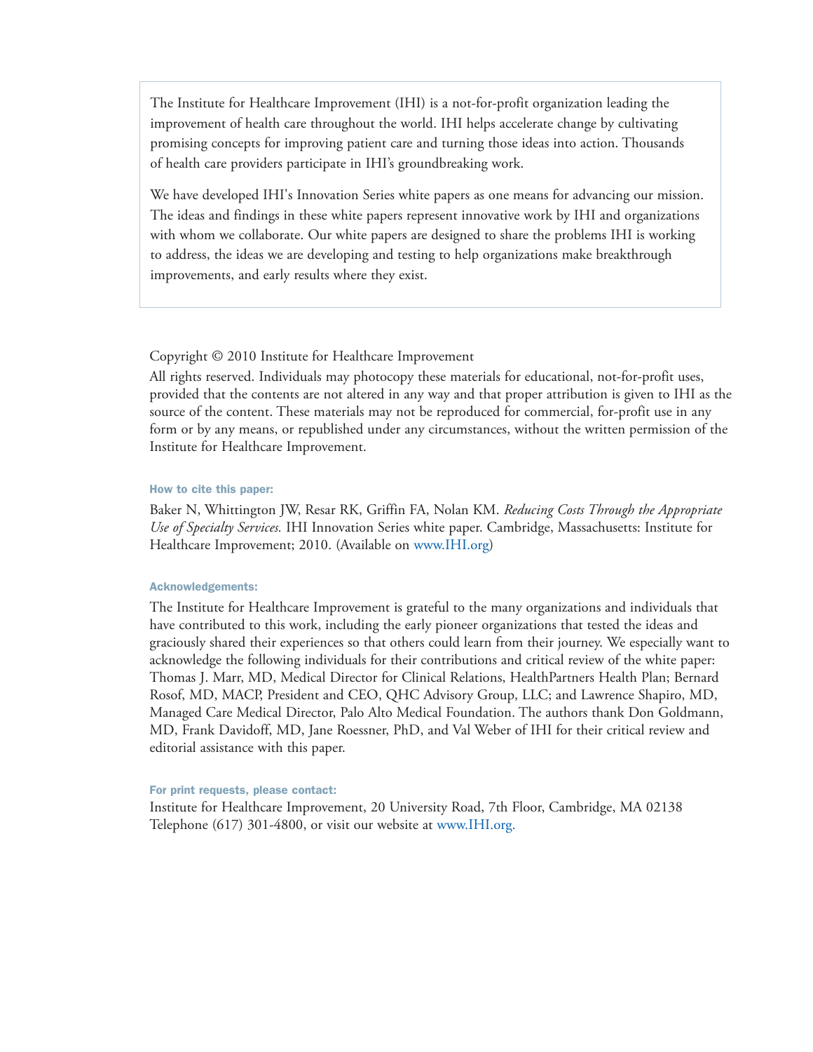The Institute for Healthcare Improvement (IHI) is a not-for-profit organization leading the improvement of health care throughout the world. IHI helps accelerate change by cultivating promising concepts for improving patient care and turning those ideas into action. Thousands of health care providers participate in IHI's groundbreaking work.

We have developed IHI's Innovation Series white papers as one means for advancing our mission. The ideas and findings in these white papers represent innovative work by IHI and organizations with whom we collaborate. Our white papers are designed to share the problems IHI is working to address, the ideas we are developing and testing to help organizations make breakthrough improvements, and early results where they exist.

Copyright © 2010 Institute for Healthcare Improvement

All rights reserved. Individuals may photocopy these materials for educational, not-for-profit uses, provided that the contents are not altered in any way and that proper attribution is given to IHI as the source of the content. These materials may not be reproduced for commercial, for-profit use in any form or by any means, or republished under any circumstances, without the written permission of the Institute for Healthcare Improvement.

**How to cite this paper:**

Baker N, Whittington JW, Resar RK, Griffin FA, Nolan KM. *Reducing Costs Through the Appropriate Use of Specialty Services.* IHI Innovation Series white paper. Cambridge, Massachusetts: Institute for Healthcare Improvement; 2010. (Available on www.IHI.org)

**Acknowledgements:**

The Institute for Healthcare Improvement is grateful to the many organizations and individuals that have contributed to this work, including the early pioneer organizations that tested the ideas and graciously shared their experiences so that others could learn from their journey. We especially want to acknowledge the following individuals for their contributions and critical review of the white paper: Thomas J. Marr, MD, Medical Director for Clinical Relations, HealthPartners Health Plan; Bernard Rosof, MD, MACP, President and CEO, QHC Advisory Group, LLC; and Lawrence Shapiro, MD, Managed Care Medical Director, Palo Alto Medical Foundation. The authors thank Don Goldmann, MD, Frank Davidoff, MD, Jane Roessner, PhD, and Val Weber of IHI for their critical review and editorial assistance with this paper.

**For print requests, please contact:**

Institute for Healthcare Improvement, 20 University Road, 7th Floor, Cambridge, MA 02138
Telephone (617) 301-4800, or visit our website at www.IHI.org.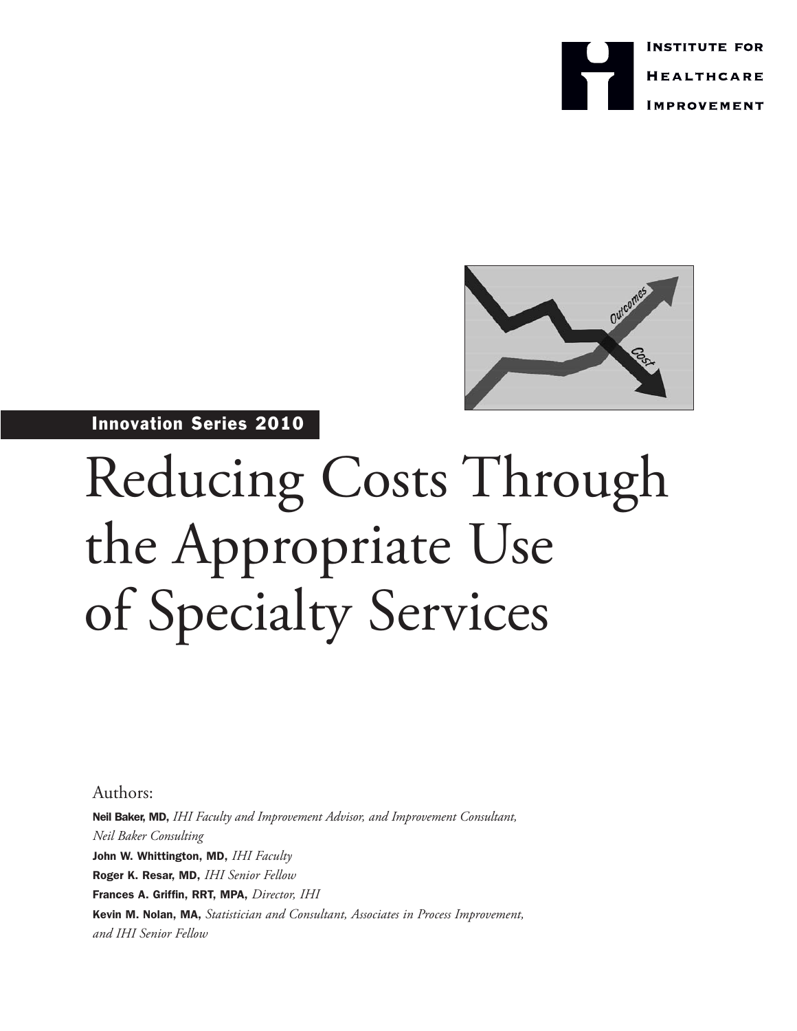Institute for Healthcare Improvement

Innovation Series 2010

# Reducing Costs Through the Appropriate Use of Specialty Services

Authors:

**Neil Baker, MD,** *IHI Faculty and Improvement Advisor, and Improvement Consultant, Neil Baker Consulting*

**John W. Whittington, MD,** *IHI Faculty*

**Roger K. Resar, MD,** *IHI Senior Fellow*

**Frances A. Griffin, RRT, MPA,** *Director, IHI*

**Kevin M. Nolan, MA,** *Statistician and Consultant, Associates in Process Improvement, and IHI Senior Fellow*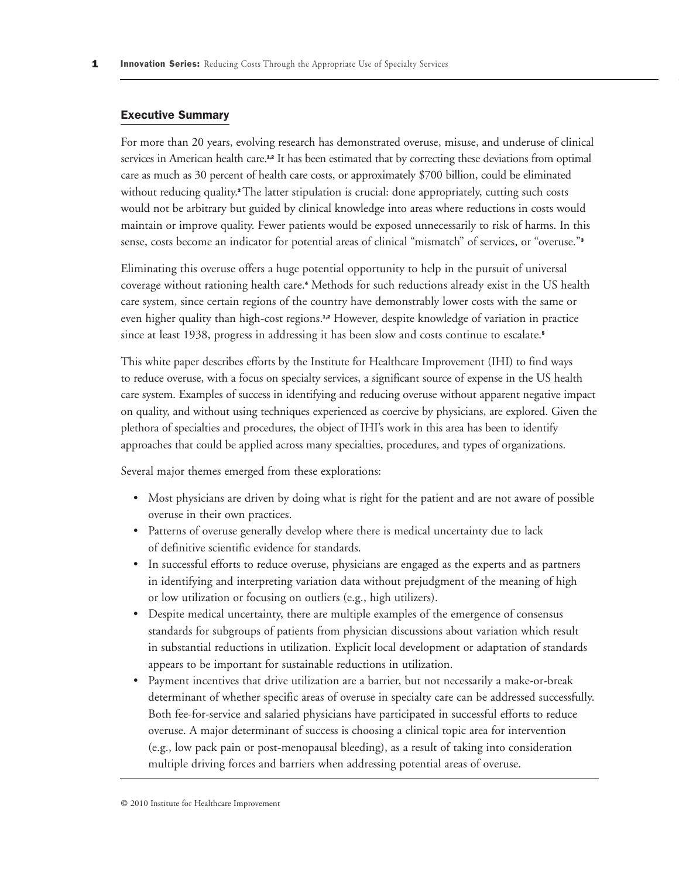## Executive Summary

For more than 20 years, evolving research has demonstrated overuse, misuse, and underuse of clinical services in American health care.[1,2] It has been estimated that by correcting these deviations from optimal care as much as 30 percent of health care costs, or approximately $700 billion, could be eliminated without reducing quality.[2] The latter stipulation is crucial: done appropriately, cutting such costs would not be arbitrary but guided by clinical knowledge into areas where reductions in costs would maintain or improve quality. Fewer patients would be exposed unnecessarily to risk of harms. In this sense, costs become an indicator for potential areas of clinical "mismatch" of services, or "overuse."[3]

Eliminating this overuse offers a huge potential opportunity to help in the pursuit of universal coverage without rationing health care.[4] Methods for such reductions already exist in the US health care system, since certain regions of the country have demonstrably lower costs with the same or even higher quality than high-cost regions.[1,2] However, despite knowledge of variation in practice since at least 1938, progress in addressing it has been slow and costs continue to escalate.[5]

This white paper describes efforts by the Institute for Healthcare Improvement (IHI) to find ways to reduce overuse, with a focus on specialty services, a significant source of expense in the US health care system. Examples of success in identifying and reducing overuse without apparent negative impact on quality, and without using techniques experienced as coercive by physicians, are explored. Given the plethora of specialties and procedures, the object of IHI's work in this area has been to identify approaches that could be applied across many specialties, procedures, and types of organizations.

Several major themes emerged from these explorations:

- Most physicians are driven by doing what is right for the patient and are not aware of possible overuse in their own practices.
- Patterns of overuse generally develop where there is medical uncertainty due to lack of definitive scientific evidence for standards.
- In successful efforts to reduce overuse, physicians are engaged as the experts and as partners in identifying and interpreting variation data without prejudgment of the meaning of high or low utilization or focusing on outliers (e.g., high utilizers).
- Despite medical uncertainty, there are multiple examples of the emergence of consensus standards for subgroups of patients from physician discussions about variation which result in substantial reductions in utilization. Explicit local development or adaptation of standards appears to be important for sustainable reductions in utilization.
- Payment incentives that drive utilization are a barrier, but not necessarily a make-or-break determinant of whether specific areas of overuse in specialty care can be addressed successfully. Both fee-for-service and salaried physicians have participated in successful efforts to reduce overuse. A major determinant of success is choosing a clinical topic area for intervention (e.g., low pack pain or post-menopausal bleeding), as a result of taking into consideration multiple driving forces and barriers when addressing potential areas of overuse.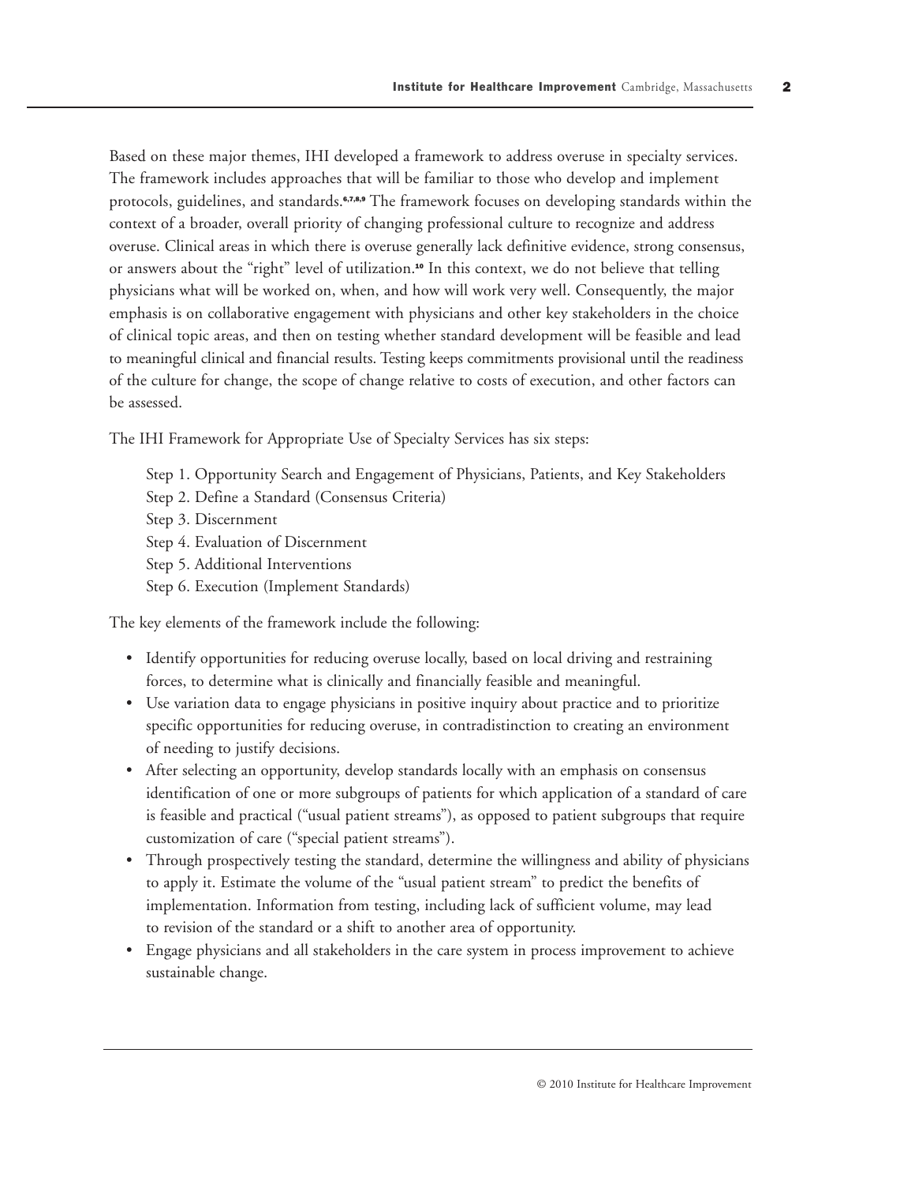Based on these major themes, IHI developed a framework to address overuse in specialty services. The framework includes approaches that will be familiar to those who develop and implement protocols, guidelines, and standards.[6,7,8,9] The framework focuses on developing standards within the context of a broader, overall priority of changing professional culture to recognize and address overuse. Clinical areas in which there is overuse generally lack definitive evidence, strong consensus, or answers about the "right" level of utilization.[10] In this context, we do not believe that telling physicians what will be worked on, when, and how will work very well. Consequently, the major emphasis is on collaborative engagement with physicians and other key stakeholders in the choice of clinical topic areas, and then on testing whether standard development will be feasible and lead to meaningful clinical and financial results. Testing keeps commitments provisional until the readiness of the culture for change, the scope of change relative to costs of execution, and other factors can be assessed.

The IHI Framework for Appropriate Use of Specialty Services has six steps:

- Step 1. Opportunity Search and Engagement of Physicians, Patients, and Key Stakeholders
- Step 2. Define a Standard (Consensus Criteria)
- Step 3. Discernment
- Step 4. Evaluation of Discernment
- Step 5. Additional Interventions
- Step 6. Execution (Implement Standards)

The key elements of the framework include the following:

- Identify opportunities for reducing overuse locally, based on local driving and restraining forces, to determine what is clinically and financially feasible and meaningful.
- Use variation data to engage physicians in positive inquiry about practice and to prioritize specific opportunities for reducing overuse, in contradistinction to creating an environment of needing to justify decisions.
- After selecting an opportunity, develop standards locally with an emphasis on consensus identification of one or more subgroups of patients for which application of a standard of care is feasible and practical ("usual patient streams"), as opposed to patient subgroups that require customization of care ("special patient streams").
- Through prospectively testing the standard, determine the willingness and ability of physicians to apply it. Estimate the volume of the "usual patient stream" to predict the benefits of implementation. Information from testing, including lack of sufficient volume, may lead to revision of the standard or a shift to another area of opportunity.
- Engage physicians and all stakeholders in the care system in process improvement to achieve sustainable change.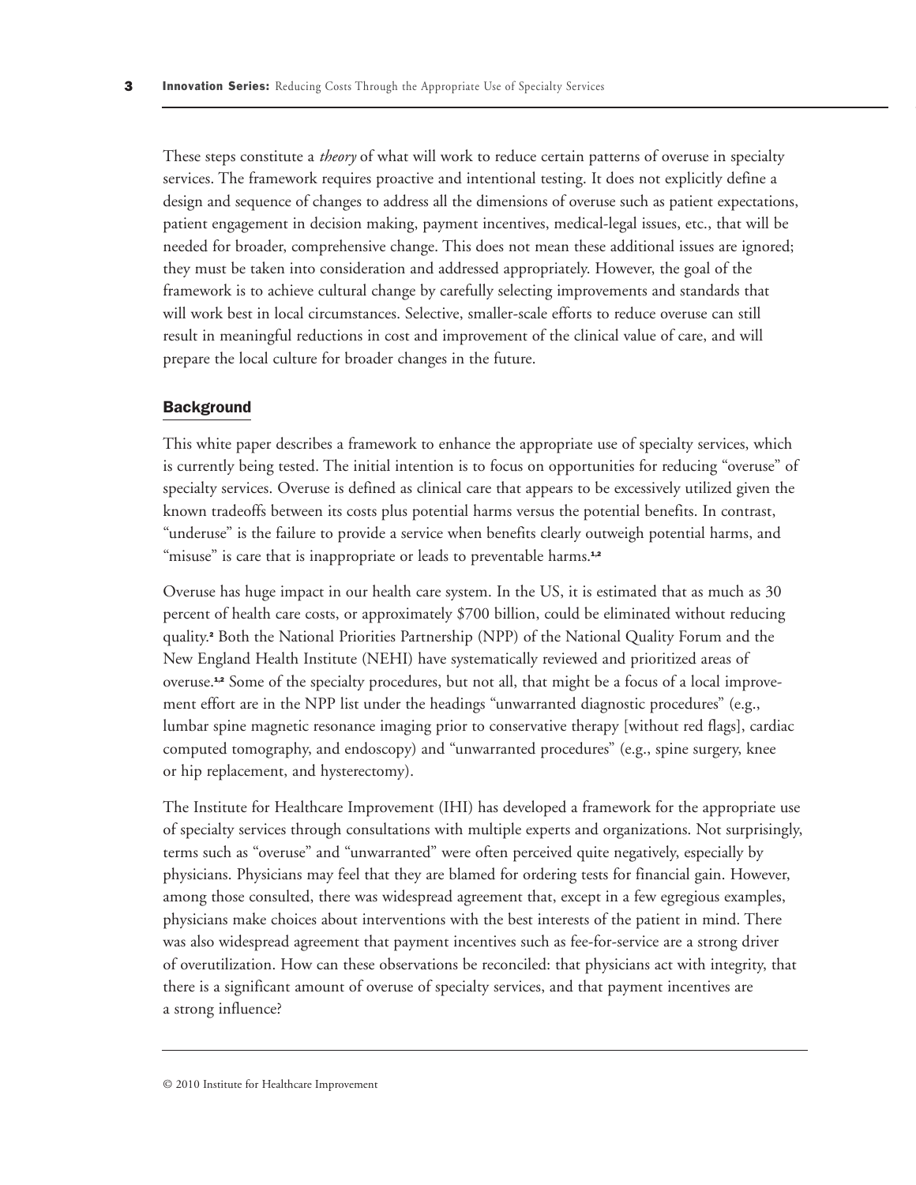These steps constitute a *theory* of what will work to reduce certain patterns of overuse in specialty services. The framework requires proactive and intentional testing. It does not explicitly define a design and sequence of changes to address all the dimensions of overuse such as patient expectations, patient engagement in decision making, payment incentives, medical-legal issues, etc., that will be needed for broader, comprehensive change. This does not mean these additional issues are ignored; they must be taken into consideration and addressed appropriately. However, the goal of the framework is to achieve cultural change by carefully selecting improvements and standards that will work best in local circumstances. Selective, smaller-scale efforts to reduce overuse can still result in meaningful reductions in cost and improvement of the clinical value of care, and will prepare the local culture for broader changes in the future.

## Background

This white paper describes a framework to enhance the appropriate use of specialty services, which is currently being tested. The initial intention is to focus on opportunities for reducing "overuse" of specialty services. Overuse is defined as clinical care that appears to be excessively utilized given the known tradeoffs between its costs plus potential harms versus the potential benefits. In contrast, "underuse" is the failure to provide a service when benefits clearly outweigh potential harms, and "misuse" is care that is inappropriate or leads to preventable harms.[1,2]

Overuse has huge impact in our health care system. In the US, it is estimated that as much as 30 percent of health care costs, or approximately $700 billion, could be eliminated without reducing quality.[2] Both the National Priorities Partnership (NPP) of the National Quality Forum and the New England Health Institute (NEHI) have systematically reviewed and prioritized areas of overuse.[1,2] Some of the specialty procedures, but not all, that might be a focus of a local improvement effort are in the NPP list under the headings "unwarranted diagnostic procedures" (e.g., lumbar spine magnetic resonance imaging prior to conservative therapy [without red flags], cardiac computed tomography, and endoscopy) and "unwarranted procedures" (e.g., spine surgery, knee or hip replacement, and hysterectomy).

The Institute for Healthcare Improvement (IHI) has developed a framework for the appropriate use of specialty services through consultations with multiple experts and organizations. Not surprisingly, terms such as "overuse" and "unwarranted" were often perceived quite negatively, especially by physicians. Physicians may feel that they are blamed for ordering tests for financial gain. However, among those consulted, there was widespread agreement that, except in a few egregious examples, physicians make choices about interventions with the best interests of the patient in mind. There was also widespread agreement that payment incentives such as fee-for-service are a strong driver of overutilization. How can these observations be reconciled: that physicians act with integrity, that there is a significant amount of overuse of specialty services, and that payment incentives are a strong influence?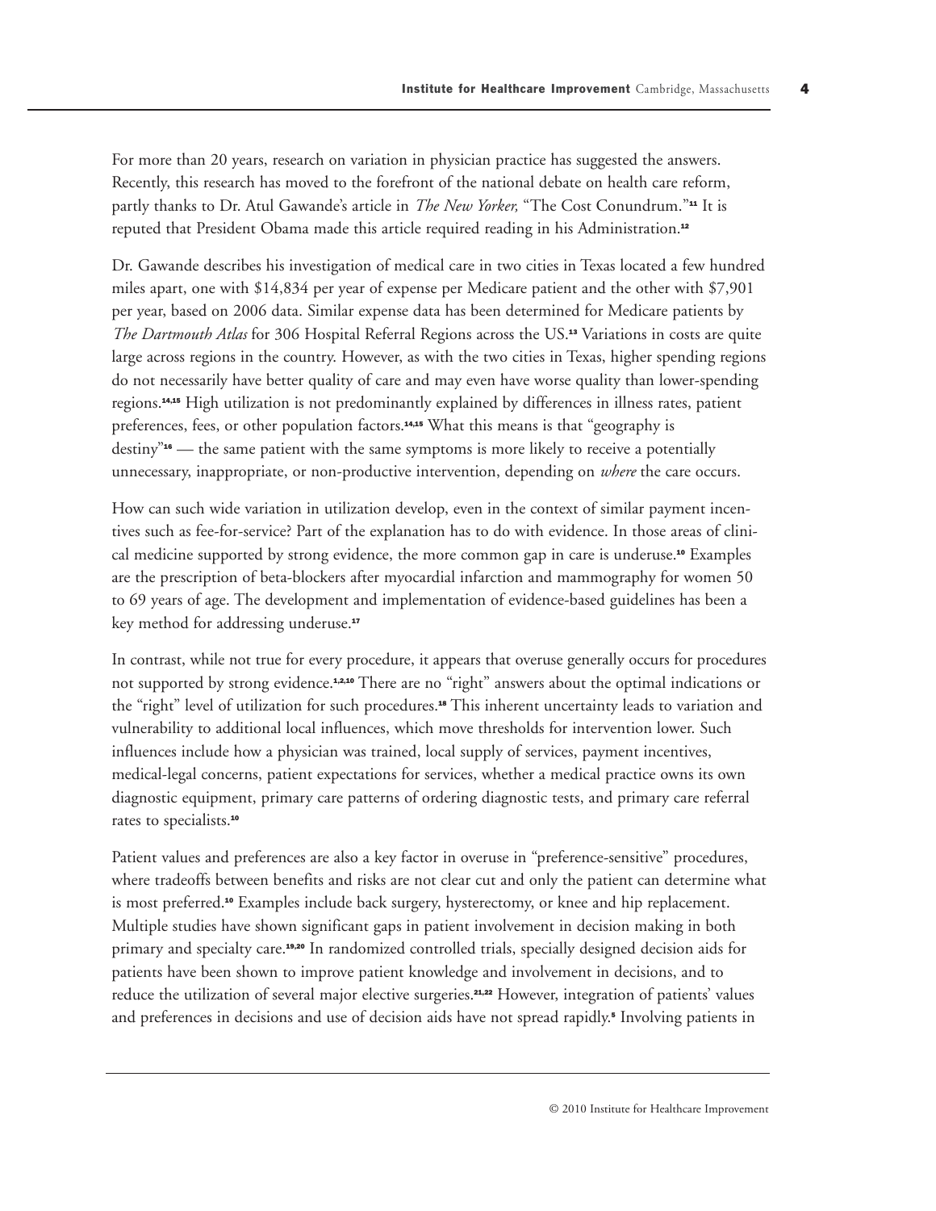For more than 20 years, research on variation in physician practice has suggested the answers. Recently, this research has moved to the forefront of the national debate on health care reform, partly thanks to Dr. Atul Gawande's article in *The New Yorker,* "The Cost Conundrum."[11] It is reputed that President Obama made this article required reading in his Administration.[12]

Dr. Gawande describes his investigation of medical care in two cities in Texas located a few hundred miles apart, one with $14,834 per year of expense per Medicare patient and the other with $7,901 per year, based on 2006 data. Similar expense data has been determined for Medicare patients by *The Dartmouth Atlas* for 306 Hospital Referral Regions across the US.[13] Variations in costs are quite large across regions in the country. However, as with the two cities in Texas, higher spending regions do not necessarily have better quality of care and may even have worse quality than lower-spending regions.[14,15] High utilization is not predominantly explained by differences in illness rates, patient preferences, fees, or other population factors.[14,15] What this means is that "geography is destiny"[16] — the same patient with the same symptoms is more likely to receive a potentially unnecessary, inappropriate, or non-productive intervention, depending on *where* the care occurs.

How can such wide variation in utilization develop, even in the context of similar payment incentives such as fee-for-service? Part of the explanation has to do with evidence. In those areas of clinical medicine supported by strong evidence, the more common gap in care is underuse.[10] Examples are the prescription of beta-blockers after myocardial infarction and mammography for women 50 to 69 years of age. The development and implementation of evidence-based guidelines has been a key method for addressing underuse.[17]

In contrast, while not true for every procedure, it appears that overuse generally occurs for procedures not supported by strong evidence.[1,2,10] There are no "right" answers about the optimal indications or the "right" level of utilization for such procedures.[18] This inherent uncertainty leads to variation and vulnerability to additional local influences, which move thresholds for intervention lower. Such influences include how a physician was trained, local supply of services, payment incentives, medical-legal concerns, patient expectations for services, whether a medical practice owns its own diagnostic equipment, primary care patterns of ordering diagnostic tests, and primary care referral rates to specialists.[10]

Patient values and preferences are also a key factor in overuse in "preference-sensitive" procedures, where tradeoffs between benefits and risks are not clear cut and only the patient can determine what is most preferred.[10] Examples include back surgery, hysterectomy, or knee and hip replacement. Multiple studies have shown significant gaps in patient involvement in decision making in both primary and specialty care.[19,20] In randomized controlled trials, specially designed decision aids for patients have been shown to improve patient knowledge and involvement in decisions, and to reduce the utilization of several major elective surgeries.[21,22] However, integration of patients' values and preferences in decisions and use of decision aids have not spread rapidly.[5] Involving patients in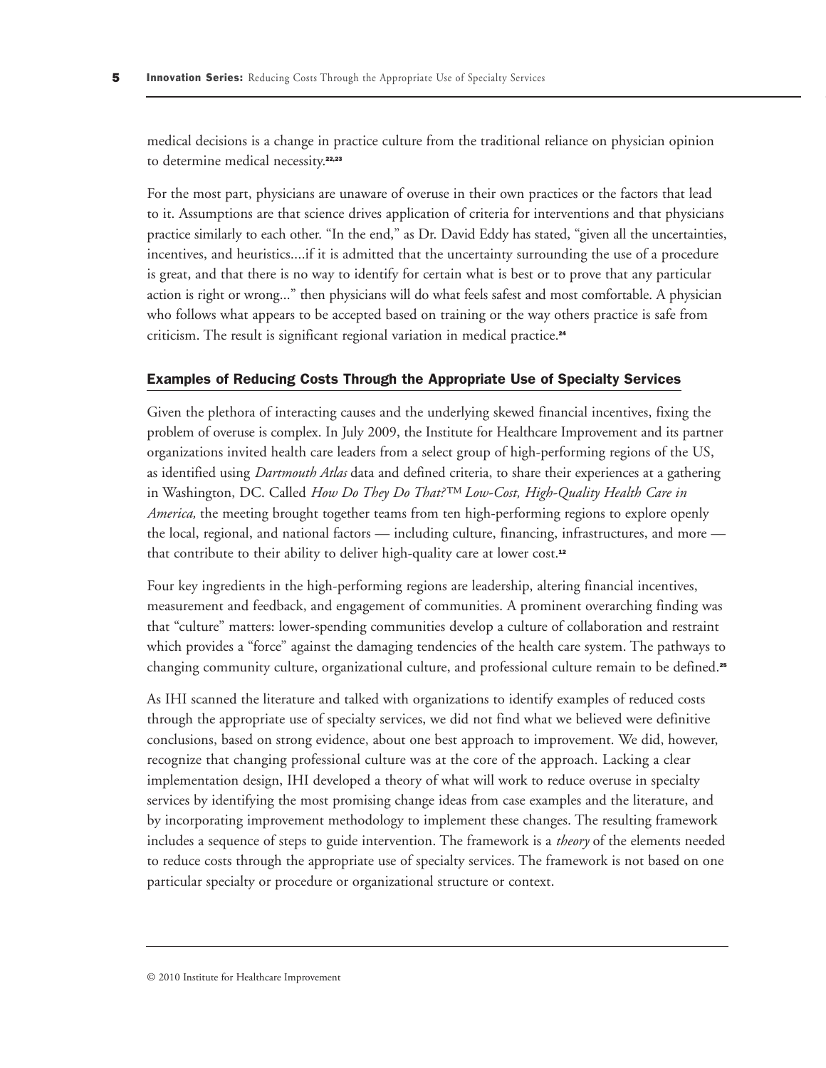medical decisions is a change in practice culture from the traditional reliance on physician opinion to determine medical necessity.[22,23]

For the most part, physicians are unaware of overuse in their own practices or the factors that lead to it. Assumptions are that science drives application of criteria for interventions and that physicians practice similarly to each other. "In the end," as Dr. David Eddy has stated, "given all the uncertainties, incentives, and heuristics....if it is admitted that the uncertainty surrounding the use of a procedure is great, and that there is no way to identify for certain what is best or to prove that any particular action is right or wrong..." then physicians will do what feels safest and most comfortable. A physician who follows what appears to be accepted based on training or the way others practice is safe from criticism. The result is significant regional variation in medical practice.[24]

## Examples of Reducing Costs Through the Appropriate Use of Specialty Services

Given the plethora of interacting causes and the underlying skewed financial incentives, fixing the problem of overuse is complex. In July 2009, the Institute for Healthcare Improvement and its partner organizations invited health care leaders from a select group of high-performing regions of the US, as identified using *Dartmouth Atlas* data and defined criteria, to share their experiences at a gathering in Washington, DC. Called *How Do They Do That?™ Low-Cost, High-Quality Health Care in America,* the meeting brought together teams from ten high-performing regions to explore openly the local, regional, and national factors — including culture, financing, infrastructures, and more — that contribute to their ability to deliver high-quality care at lower cost.[12]

Four key ingredients in the high-performing regions are leadership, altering financial incentives, measurement and feedback, and engagement of communities. A prominent overarching finding was that "culture" matters: lower-spending communities develop a culture of collaboration and restraint which provides a "force" against the damaging tendencies of the health care system. The pathways to changing community culture, organizational culture, and professional culture remain to be defined.[25]

As IHI scanned the literature and talked with organizations to identify examples of reduced costs through the appropriate use of specialty services, we did not find what we believed were definitive conclusions, based on strong evidence, about one best approach to improvement. We did, however, recognize that changing professional culture was at the core of the approach. Lacking a clear implementation design, IHI developed a theory of what will work to reduce overuse in specialty services by identifying the most promising change ideas from case examples and the literature, and by incorporating improvement methodology to implement these changes. The resulting framework includes a sequence of steps to guide intervention. The framework is a *theory* of the elements needed to reduce costs through the appropriate use of specialty services. The framework is not based on one particular specialty or procedure or organizational structure or context.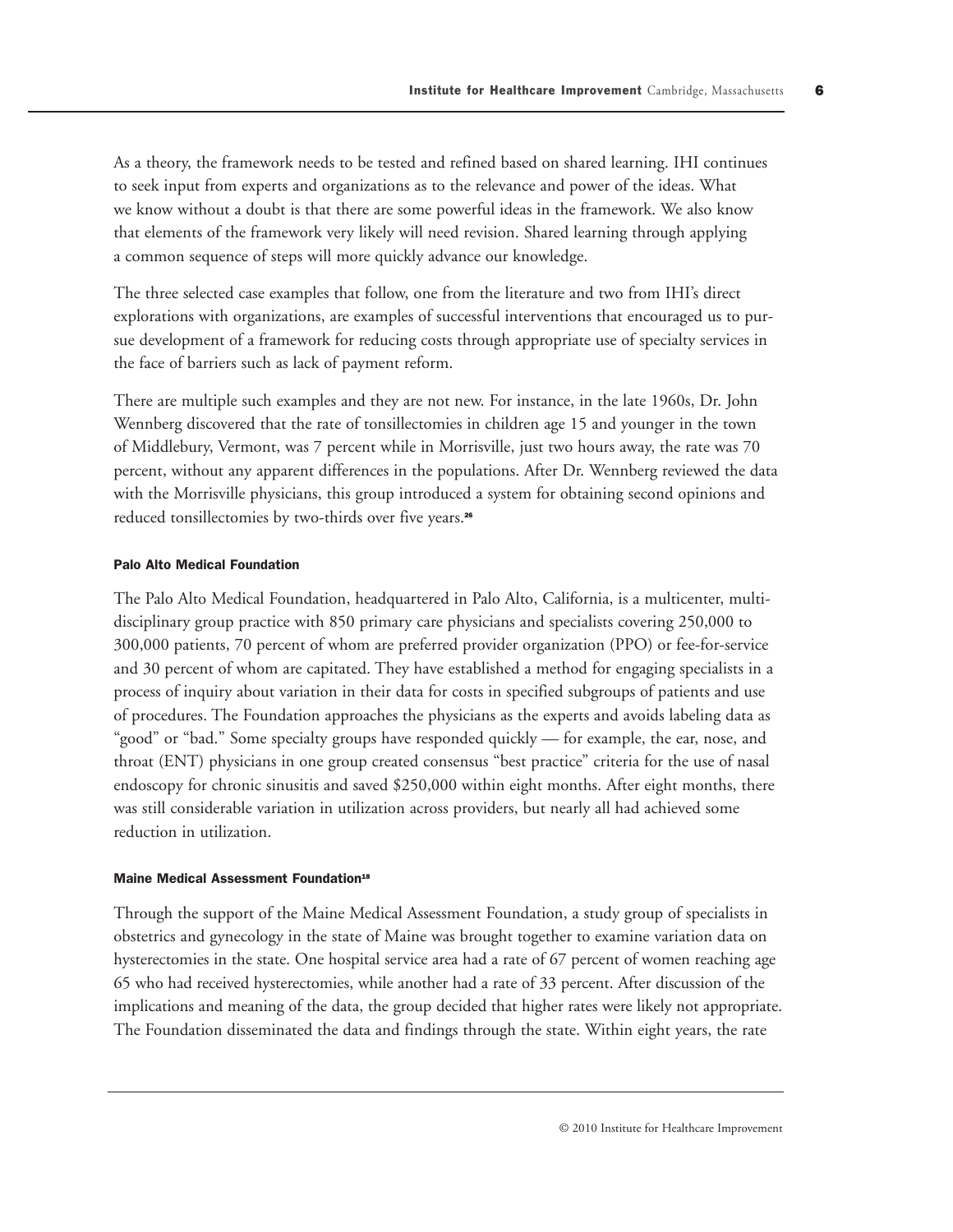As a theory, the framework needs to be tested and refined based on shared learning. IHI continues to seek input from experts and organizations as to the relevance and power of the ideas. What we know without a doubt is that there are some powerful ideas in the framework. We also know that elements of the framework very likely will need revision. Shared learning through applying a common sequence of steps will more quickly advance our knowledge.

The three selected case examples that follow, one from the literature and two from IHI's direct explorations with organizations, are examples of successful interventions that encouraged us to pursue development of a framework for reducing costs through appropriate use of specialty services in the face of barriers such as lack of payment reform.

There are multiple such examples and they are not new. For instance, in the late 1960s, Dr. John Wennberg discovered that the rate of tonsillectomies in children age 15 and younger in the town of Middlebury, Vermont, was 7 percent while in Morrisville, just two hours away, the rate was 70 percent, without any apparent differences in the populations. After Dr. Wennberg reviewed the data with the Morrisville physicians, this group introduced a system for obtaining second opinions and reduced tonsillectomies by two-thirds over five years.[26]

#### Palo Alto Medical Foundation

The Palo Alto Medical Foundation, headquartered in Palo Alto, California, is a multicenter, multidisciplinary group practice with 850 primary care physicians and specialists covering 250,000 to 300,000 patients, 70 percent of whom are preferred provider organization (PPO) or fee-for-service and 30 percent of whom are capitated. They have established a method for engaging specialists in a process of inquiry about variation in their data for costs in specified subgroups of patients and use of procedures. The Foundation approaches the physicians as the experts and avoids labeling data as "good" or "bad." Some specialty groups have responded quickly — for example, the ear, nose, and throat (ENT) physicians in one group created consensus "best practice" criteria for the use of nasal endoscopy for chronic sinusitis and saved $250,000 within eight months. After eight months, there was still considerable variation in utilization across providers, but nearly all had achieved some reduction in utilization.

#### Maine Medical Assessment Foundation[18]

Through the support of the Maine Medical Assessment Foundation, a study group of specialists in obstetrics and gynecology in the state of Maine was brought together to examine variation data on hysterectomies in the state. One hospital service area had a rate of 67 percent of women reaching age 65 who had received hysterectomies, while another had a rate of 33 percent. After discussion of the implications and meaning of the data, the group decided that higher rates were likely not appropriate. The Foundation disseminated the data and findings through the state. Within eight years, the rate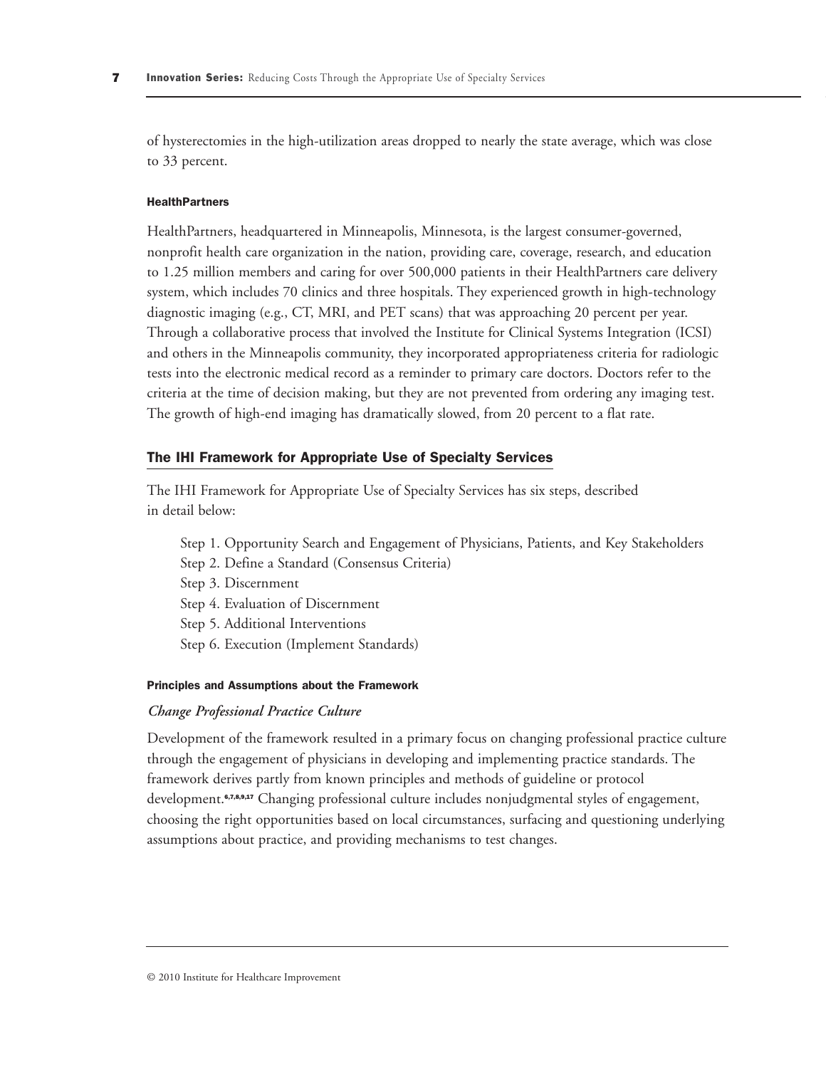of hysterectomies in the high-utilization areas dropped to nearly the state average, which was close to 33 percent.

#### HealthPartners

HealthPartners, headquartered in Minneapolis, Minnesota, is the largest consumer-governed, nonprofit health care organization in the nation, providing care, coverage, research, and education to 1.25 million members and caring for over 500,000 patients in their HealthPartners care delivery system, which includes 70 clinics and three hospitals. They experienced growth in high-technology diagnostic imaging (e.g., CT, MRI, and PET scans) that was approaching 20 percent per year. Through a collaborative process that involved the Institute for Clinical Systems Integration (ICSI) and others in the Minneapolis community, they incorporated appropriateness criteria for radiologic tests into the electronic medical record as a reminder to primary care doctors. Doctors refer to the criteria at the time of decision making, but they are not prevented from ordering any imaging test. The growth of high-end imaging has dramatically slowed, from 20 percent to a flat rate.

## The IHI Framework for Appropriate Use of Specialty Services

The IHI Framework for Appropriate Use of Specialty Services has six steps, described in detail below:

- Step 1. Opportunity Search and Engagement of Physicians, Patients, and Key Stakeholders
- Step 2. Define a Standard (Consensus Criteria)
- Step 3. Discernment
- Step 4. Evaluation of Discernment
- Step 5. Additional Interventions
- Step 6. Execution (Implement Standards)

#### Principles and Assumptions about the Framework

*Change Professional Practice Culture*

Development of the framework resulted in a primary focus on changing professional practice culture through the engagement of physicians in developing and implementing practice standards. The framework derives partly from known principles and methods of guideline or protocol development.[6,7,8,9,17] Changing professional culture includes nonjudgmental styles of engagement, choosing the right opportunities based on local circumstances, surfacing and questioning underlying assumptions about practice, and providing mechanisms to test changes.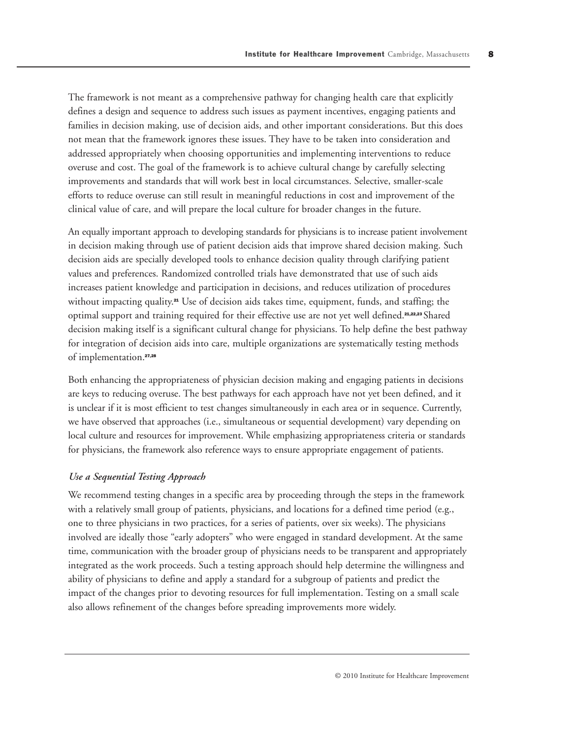The framework is not meant as a comprehensive pathway for changing health care that explicitly defines a design and sequence to address such issues as payment incentives, engaging patients and families in decision making, use of decision aids, and other important considerations. But this does not mean that the framework ignores these issues. They have to be taken into consideration and addressed appropriately when choosing opportunities and implementing interventions to reduce overuse and cost. The goal of the framework is to achieve cultural change by carefully selecting improvements and standards that will work best in local circumstances. Selective, smaller-scale efforts to reduce overuse can still result in meaningful reductions in cost and improvement of the clinical value of care, and will prepare the local culture for broader changes in the future.

An equally important approach to developing standards for physicians is to increase patient involvement in decision making through use of patient decision aids that improve shared decision making. Such decision aids are specially developed tools to enhance decision quality through clarifying patient values and preferences. Randomized controlled trials have demonstrated that use of such aids increases patient knowledge and participation in decisions, and reduces utilization of procedures without impacting quality.[21] Use of decision aids takes time, equipment, funds, and staffing; the optimal support and training required for their effective use are not yet well defined.[21,22,23] Shared decision making itself is a significant cultural change for physicians. To help define the best pathway for integration of decision aids into care, multiple organizations are systematically testing methods of implementation.[27,28]

Both enhancing the appropriateness of physician decision making and engaging patients in decisions are keys to reducing overuse. The best pathways for each approach have not yet been defined, and it is unclear if it is most efficient to test changes simultaneously in each area or in sequence. Currently, we have observed that approaches (i.e., simultaneous or sequential development) vary depending on local culture and resources for improvement. While emphasizing appropriateness criteria or standards for physicians, the framework also reference ways to ensure appropriate engagement of patients.

### *Use a Sequential Testing Approach*

We recommend testing changes in a specific area by proceeding through the steps in the framework with a relatively small group of patients, physicians, and locations for a defined time period (e.g., one to three physicians in two practices, for a series of patients, over six weeks). The physicians involved are ideally those "early adopters" who were engaged in standard development. At the same time, communication with the broader group of physicians needs to be transparent and appropriately integrated as the work proceeds. Such a testing approach should help determine the willingness and ability of physicians to define and apply a standard for a subgroup of patients and predict the impact of the changes prior to devoting resources for full implementation. Testing on a small scale also allows refinement of the changes before spreading improvements more widely.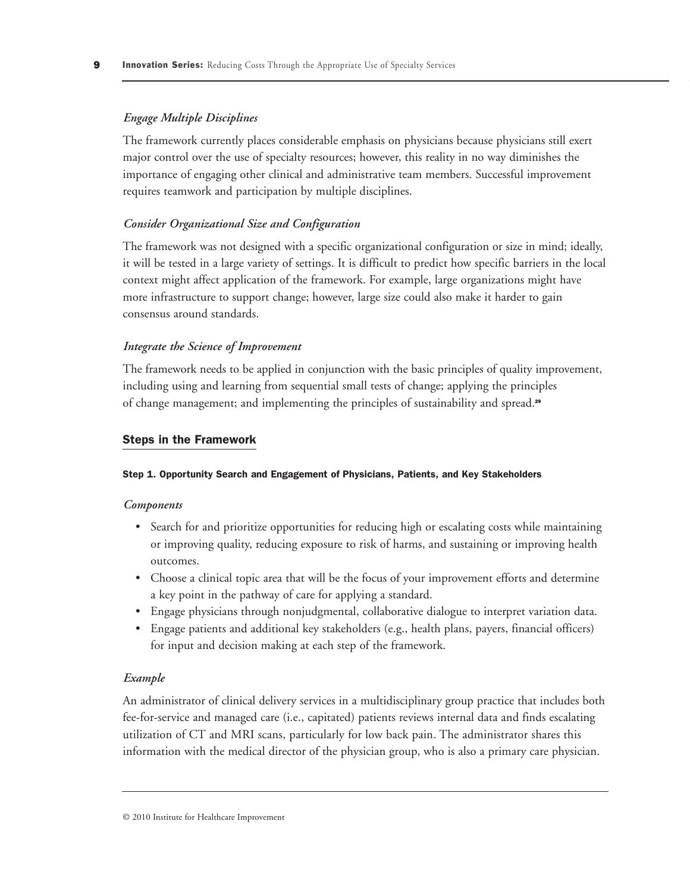*Engage Multiple Disciplines*

The framework currently places considerable emphasis on physicians because physicians still exert major control over the use of specialty resources; however, this reality in no way diminishes the importance of engaging other clinical and administrative team members. Successful improvement requires teamwork and participation by multiple disciplines.

*Consider Organizational Size and Configuration*

The framework was not designed with a specific organizational configuration or size in mind; ideally, it will be tested in a large variety of settings. It is difficult to predict how specific barriers in the local context might affect application of the framework. For example, large organizations might have more infrastructure to support change; however, large size could also make it harder to gain consensus around standards.

*Integrate the Science of Improvement*

The framework needs to be applied in conjunction with the basic principles of quality improvement, including using and learning from sequential small tests of change; applying the principles of change management; and implementing the principles of sustainability and spread.[29]

## Steps in the Framework

#### Step 1. Opportunity Search and Engagement of Physicians, Patients, and Key Stakeholders

*Components*

- Search for and prioritize opportunities for reducing high or escalating costs while maintaining or improving quality, reducing exposure to risk of harms, and sustaining or improving health outcomes.
- Choose a clinical topic area that will be the focus of your improvement efforts and determine a key point in the pathway of care for applying a standard.
- Engage physicians through nonjudgmental, collaborative dialogue to interpret variation data.
- Engage patients and additional key stakeholders (e.g., health plans, payers, financial officers) for input and decision making at each step of the framework.

*Example*

An administrator of clinical delivery services in a multidisciplinary group practice that includes both fee-for-service and managed care (i.e., capitated) patients reviews internal data and finds escalating utilization of CT and MRI scans, particularly for low back pain. The administrator shares this information with the medical director of the physician group, who is also a primary care physician.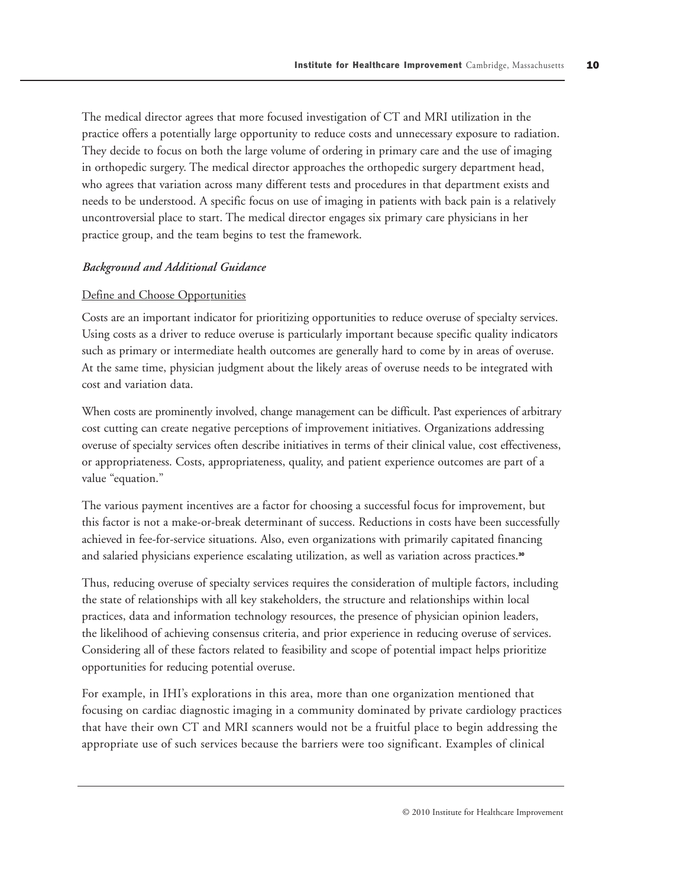The medical director agrees that more focused investigation of CT and MRI utilization in the practice offers a potentially large opportunity to reduce costs and unnecessary exposure to radiation. They decide to focus on both the large volume of ordering in primary care and the use of imaging in orthopedic surgery. The medical director approaches the orthopedic surgery department head, who agrees that variation across many different tests and procedures in that department exists and needs to be understood. A specific focus on use of imaging in patients with back pain is a relatively uncontroversial place to start. The medical director engages six primary care physicians in her practice group, and the team begins to test the framework.

***Background and Additional Guidance***

Define and Choose Opportunities

Costs are an important indicator for prioritizing opportunities to reduce overuse of specialty services. Using costs as a driver to reduce overuse is particularly important because specific quality indicators such as primary or intermediate health outcomes are generally hard to come by in areas of overuse. At the same time, physician judgment about the likely areas of overuse needs to be integrated with cost and variation data.

When costs are prominently involved, change management can be difficult. Past experiences of arbitrary cost cutting can create negative perceptions of improvement initiatives. Organizations addressing overuse of specialty services often describe initiatives in terms of their clinical value, cost effectiveness, or appropriateness. Costs, appropriateness, quality, and patient experience outcomes are part of a value "equation."

The various payment incentives are a factor for choosing a successful focus for improvement, but this factor is not a make-or-break determinant of success. Reductions in costs have been successfully achieved in fee-for-service situations. Also, even organizations with primarily capitated financing and salaried physicians experience escalating utilization, as well as variation across practices.[30]

Thus, reducing overuse of specialty services requires the consideration of multiple factors, including the state of relationships with all key stakeholders, the structure and relationships within local practices, data and information technology resources, the presence of physician opinion leaders, the likelihood of achieving consensus criteria, and prior experience in reducing overuse of services. Considering all of these factors related to feasibility and scope of potential impact helps prioritize opportunities for reducing potential overuse.

For example, in IHI's explorations in this area, more than one organization mentioned that focusing on cardiac diagnostic imaging in a community dominated by private cardiology practices that have their own CT and MRI scanners would not be a fruitful place to begin addressing the appropriate use of such services because the barriers were too significant. Examples of clinical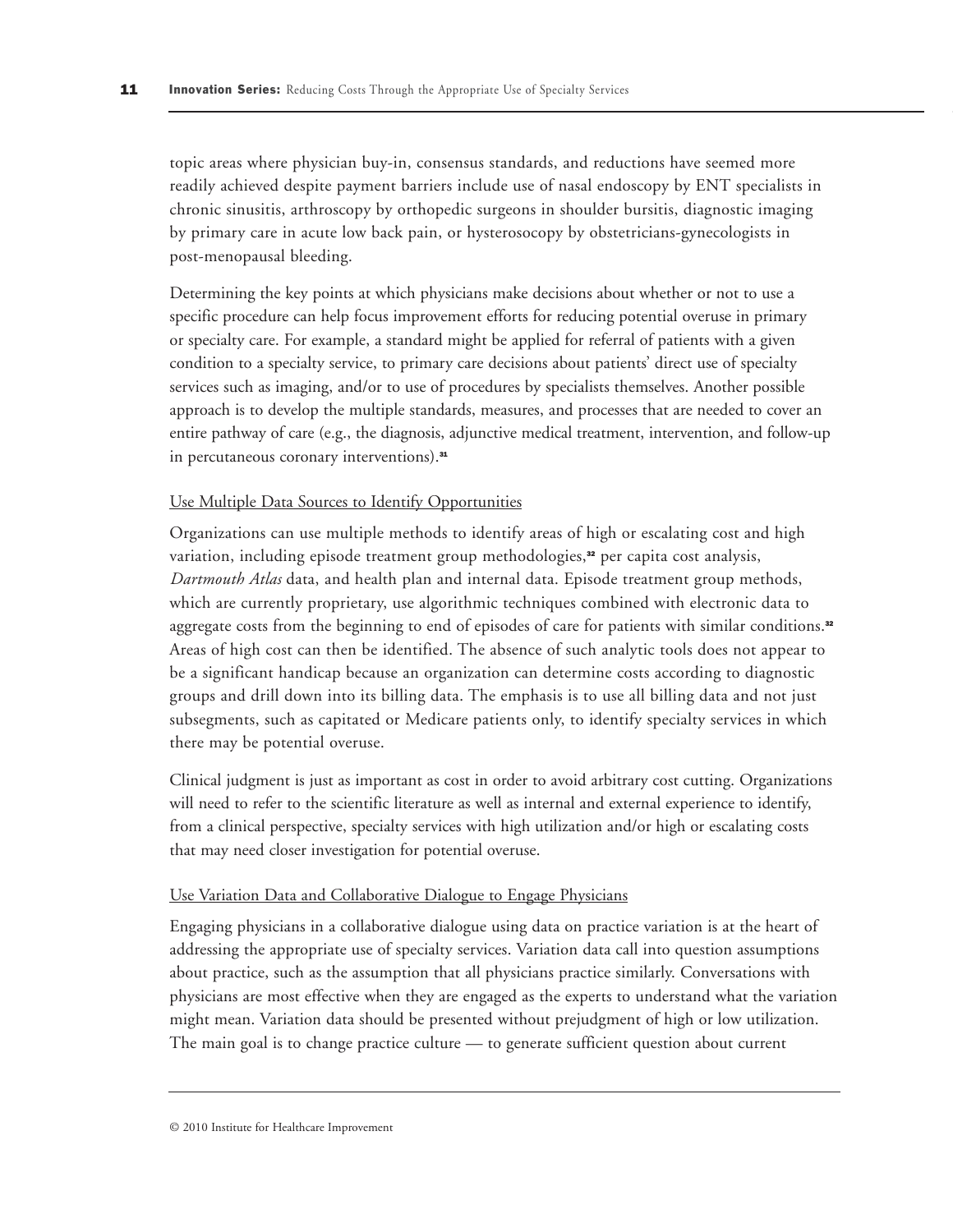topic areas where physician buy-in, consensus standards, and reductions have seemed more readily achieved despite payment barriers include use of nasal endoscopy by ENT specialists in chronic sinusitis, arthroscopy by orthopedic surgeons in shoulder bursitis, diagnostic imaging by primary care in acute low back pain, or hysterosocopy by obstetricians-gynecologists in post-menopausal bleeding.

Determining the key points at which physicians make decisions about whether or not to use a specific procedure can help focus improvement efforts for reducing potential overuse in primary or specialty care. For example, a standard might be applied for referral of patients with a given condition to a specialty service, to primary care decisions about patients' direct use of specialty services such as imaging, and/or to use of procedures by specialists themselves. Another possible approach is to develop the multiple standards, measures, and processes that are needed to cover an entire pathway of care (e.g., the diagnosis, adjunctive medical treatment, intervention, and follow-up in percutaneous coronary interventions).[31]

Use Multiple Data Sources to Identify Opportunities

Organizations can use multiple methods to identify areas of high or escalating cost and high variation, including episode treatment group methodologies,[32] per capita cost analysis, *Dartmouth Atlas* data, and health plan and internal data. Episode treatment group methods, which are currently proprietary, use algorithmic techniques combined with electronic data to aggregate costs from the beginning to end of episodes of care for patients with similar conditions.[32] Areas of high cost can then be identified. The absence of such analytic tools does not appear to be a significant handicap because an organization can determine costs according to diagnostic groups and drill down into its billing data. The emphasis is to use all billing data and not just subsegments, such as capitated or Medicare patients only, to identify specialty services in which there may be potential overuse.

Clinical judgment is just as important as cost in order to avoid arbitrary cost cutting. Organizations will need to refer to the scientific literature as well as internal and external experience to identify, from a clinical perspective, specialty services with high utilization and/or high or escalating costs that may need closer investigation for potential overuse.

Use Variation Data and Collaborative Dialogue to Engage Physicians

Engaging physicians in a collaborative dialogue using data on practice variation is at the heart of addressing the appropriate use of specialty services. Variation data call into question assumptions about practice, such as the assumption that all physicians practice similarly. Conversations with physicians are most effective when they are engaged as the experts to understand what the variation might mean. Variation data should be presented without prejudgment of high or low utilization. The main goal is to change practice culture — to generate sufficient question about current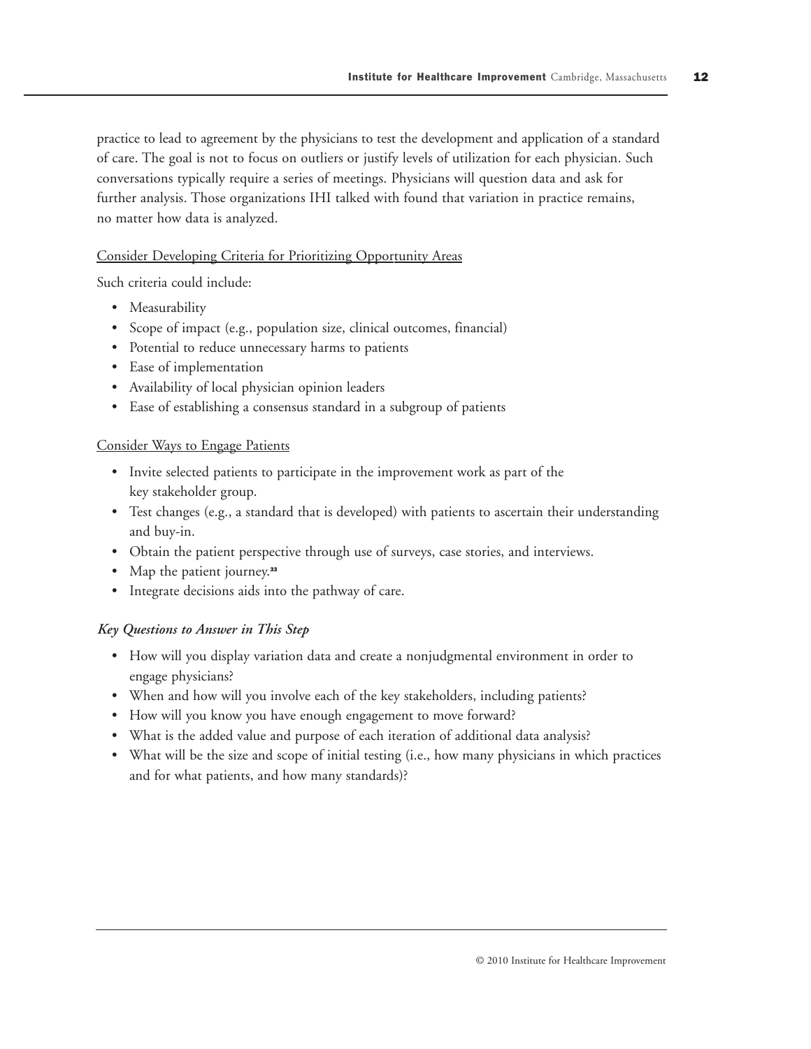practice to lead to agreement by the physicians to test the development and application of a standard of care. The goal is not to focus on outliers or justify levels of utilization for each physician. Such conversations typically require a series of meetings. Physicians will question data and ask for further analysis. Those organizations IHI talked with found that variation in practice remains, no matter how data is analyzed.

Consider Developing Criteria for Prioritizing Opportunity Areas

Such criteria could include:

- Measurability
- Scope of impact (e.g., population size, clinical outcomes, financial)
- Potential to reduce unnecessary harms to patients
- Ease of implementation
- Availability of local physician opinion leaders
- Ease of establishing a consensus standard in a subgroup of patients

Consider Ways to Engage Patients

- Invite selected patients to participate in the improvement work as part of the key stakeholder group.
- Test changes (e.g., a standard that is developed) with patients to ascertain their understanding and buy-in.
- Obtain the patient perspective through use of surveys, case stories, and interviews.
- Map the patient journey.[33]
- Integrate decisions aids into the pathway of care.

*Key Questions to Answer in This Step*

- How will you display variation data and create a nonjudgmental environment in order to engage physicians?
- When and how will you involve each of the key stakeholders, including patients?
- How will you know you have enough engagement to move forward?
- What is the added value and purpose of each iteration of additional data analysis?
- What will be the size and scope of initial testing (i.e., how many physicians in which practices and for what patients, and how many standards)?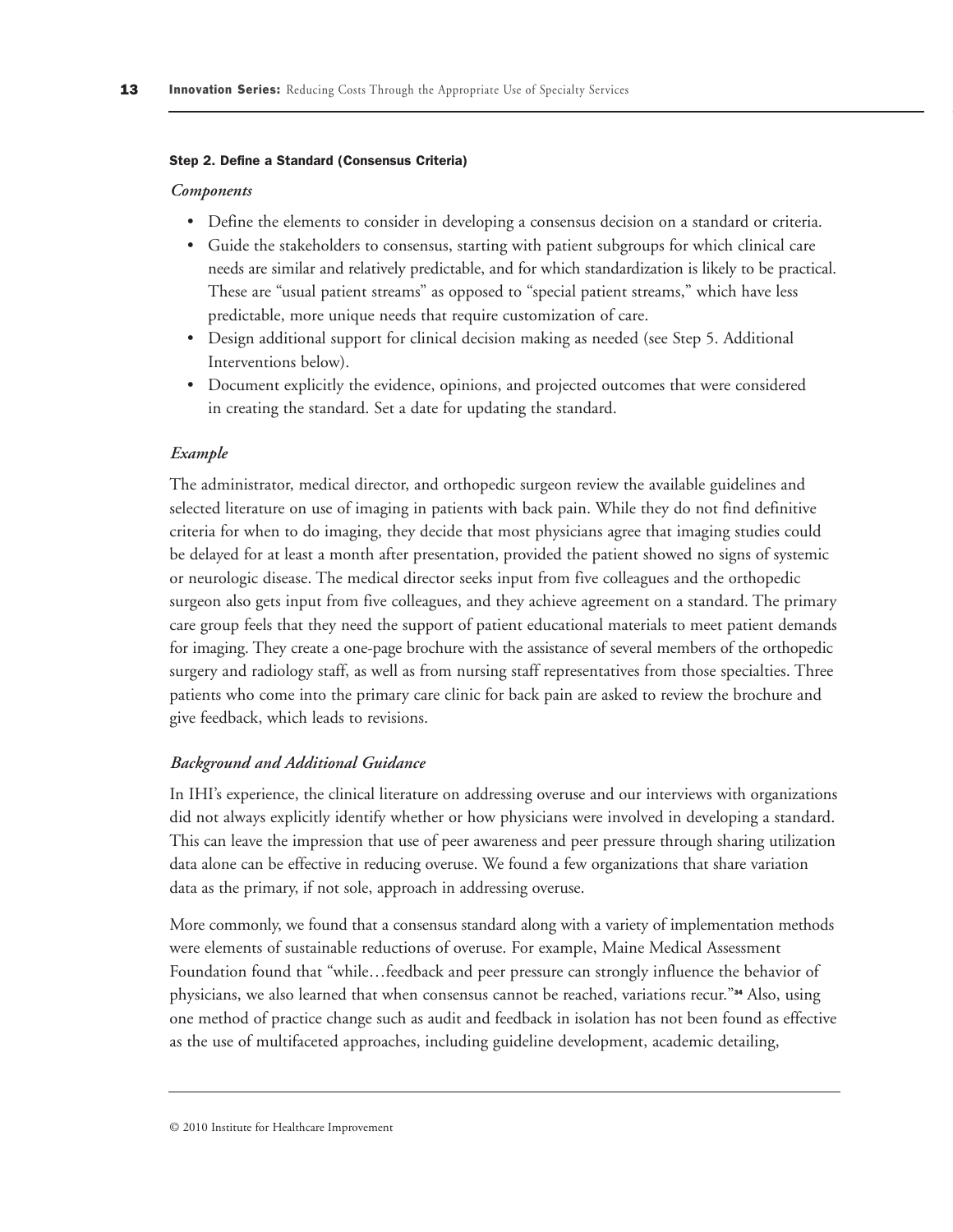#### Step 2. Define a Standard (Consensus Criteria)

*Components*

- Define the elements to consider in developing a consensus decision on a standard or criteria.
- Guide the stakeholders to consensus, starting with patient subgroups for which clinical care needs are similar and relatively predictable, and for which standardization is likely to be practical. These are "usual patient streams" as opposed to "special patient streams," which have less predictable, more unique needs that require customization of care.
- Design additional support for clinical decision making as needed (see Step 5. Additional Interventions below).
- Document explicitly the evidence, opinions, and projected outcomes that were considered in creating the standard. Set a date for updating the standard.

*Example*

The administrator, medical director, and orthopedic surgeon review the available guidelines and selected literature on use of imaging in patients with back pain. While they do not find definitive criteria for when to do imaging, they decide that most physicians agree that imaging studies could be delayed for at least a month after presentation, provided the patient showed no signs of systemic or neurologic disease. The medical director seeks input from five colleagues and the orthopedic surgeon also gets input from five colleagues, and they achieve agreement on a standard. The primary care group feels that they need the support of patient educational materials to meet patient demands for imaging. They create a one-page brochure with the assistance of several members of the orthopedic surgery and radiology staff, as well as from nursing staff representatives from those specialties. Three patients who come into the primary care clinic for back pain are asked to review the brochure and give feedback, which leads to revisions.

*Background and Additional Guidance*

In IHI's experience, the clinical literature on addressing overuse and our interviews with organizations did not always explicitly identify whether or how physicians were involved in developing a standard. This can leave the impression that use of peer awareness and peer pressure through sharing utilization data alone can be effective in reducing overuse. We found a few organizations that share variation data as the primary, if not sole, approach in addressing overuse.

More commonly, we found that a consensus standard along with a variety of implementation methods were elements of sustainable reductions of overuse. For example, Maine Medical Assessment Foundation found that "while…feedback and peer pressure can strongly influence the behavior of physicians, we also learned that when consensus cannot be reached, variations recur."[34] Also, using one method of practice change such as audit and feedback in isolation has not been found as effective as the use of multifaceted approaches, including guideline development, academic detailing,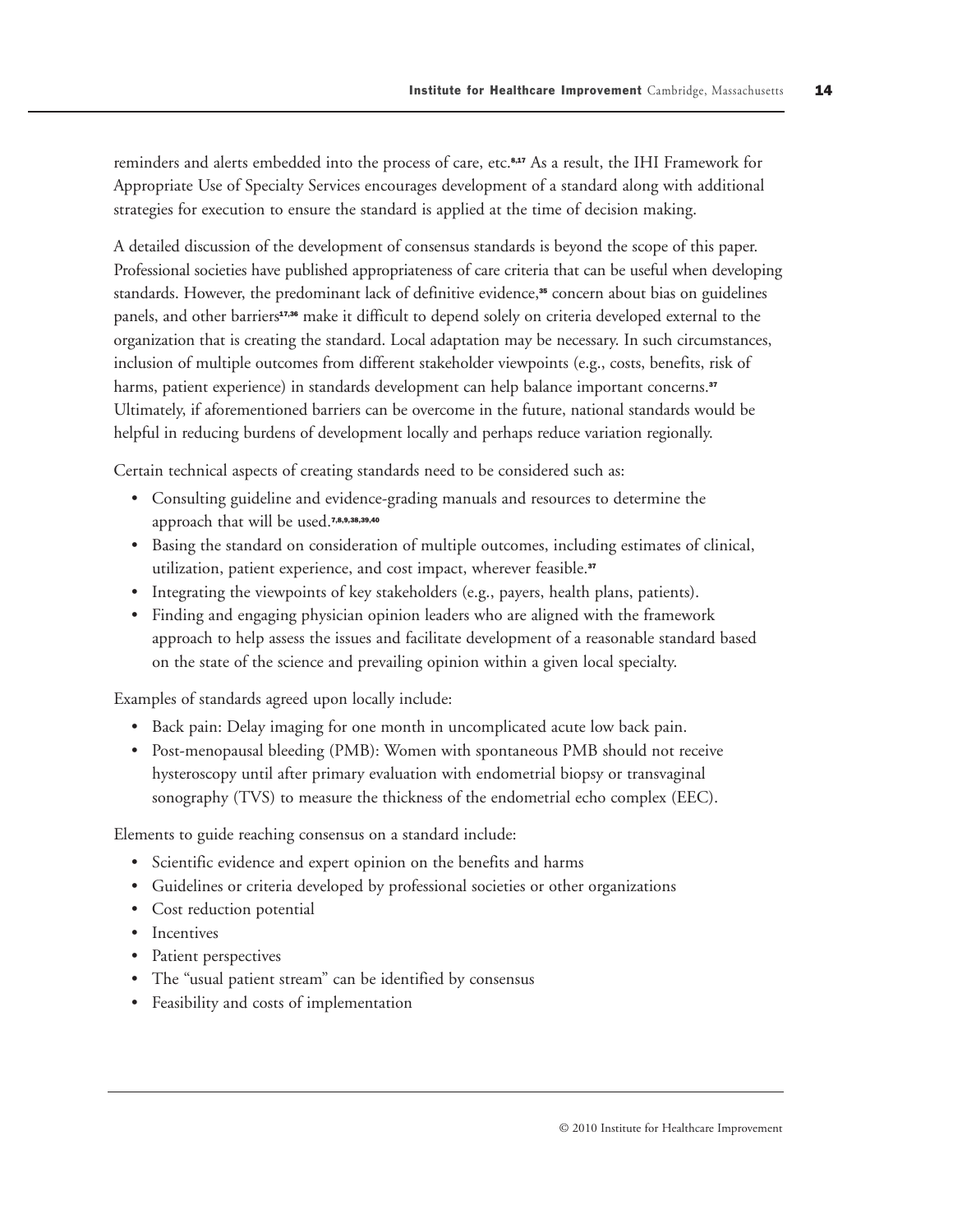reminders and alerts embedded into the process of care, etc.[8,17] As a result, the IHI Framework for Appropriate Use of Specialty Services encourages development of a standard along with additional strategies for execution to ensure the standard is applied at the time of decision making.

A detailed discussion of the development of consensus standards is beyond the scope of this paper. Professional societies have published appropriateness of care criteria that can be useful when developing standards. However, the predominant lack of definitive evidence,[35] concern about bias on guidelines panels, and other barriers[17,36] make it difficult to depend solely on criteria developed external to the organization that is creating the standard. Local adaptation may be necessary. In such circumstances, inclusion of multiple outcomes from different stakeholder viewpoints (e.g., costs, benefits, risk of harms, patient experience) in standards development can help balance important concerns.[37] Ultimately, if aforementioned barriers can be overcome in the future, national standards would be helpful in reducing burdens of development locally and perhaps reduce variation regionally.

Certain technical aspects of creating standards need to be considered such as:

- Consulting guideline and evidence-grading manuals and resources to determine the approach that will be used.[7,8,9,38,39,40]
- Basing the standard on consideration of multiple outcomes, including estimates of clinical, utilization, patient experience, and cost impact, wherever feasible.[37]
- Integrating the viewpoints of key stakeholders (e.g., payers, health plans, patients).
- Finding and engaging physician opinion leaders who are aligned with the framework approach to help assess the issues and facilitate development of a reasonable standard based on the state of the science and prevailing opinion within a given local specialty.

Examples of standards agreed upon locally include:

- Back pain: Delay imaging for one month in uncomplicated acute low back pain.
- Post-menopausal bleeding (PMB): Women with spontaneous PMB should not receive hysteroscopy until after primary evaluation with endometrial biopsy or transvaginal sonography (TVS) to measure the thickness of the endometrial echo complex (EEC).

Elements to guide reaching consensus on a standard include:

- Scientific evidence and expert opinion on the benefits and harms
- Guidelines or criteria developed by professional societies or other organizations
- Cost reduction potential
- Incentives
- Patient perspectives
- The "usual patient stream" can be identified by consensus
- Feasibility and costs of implementation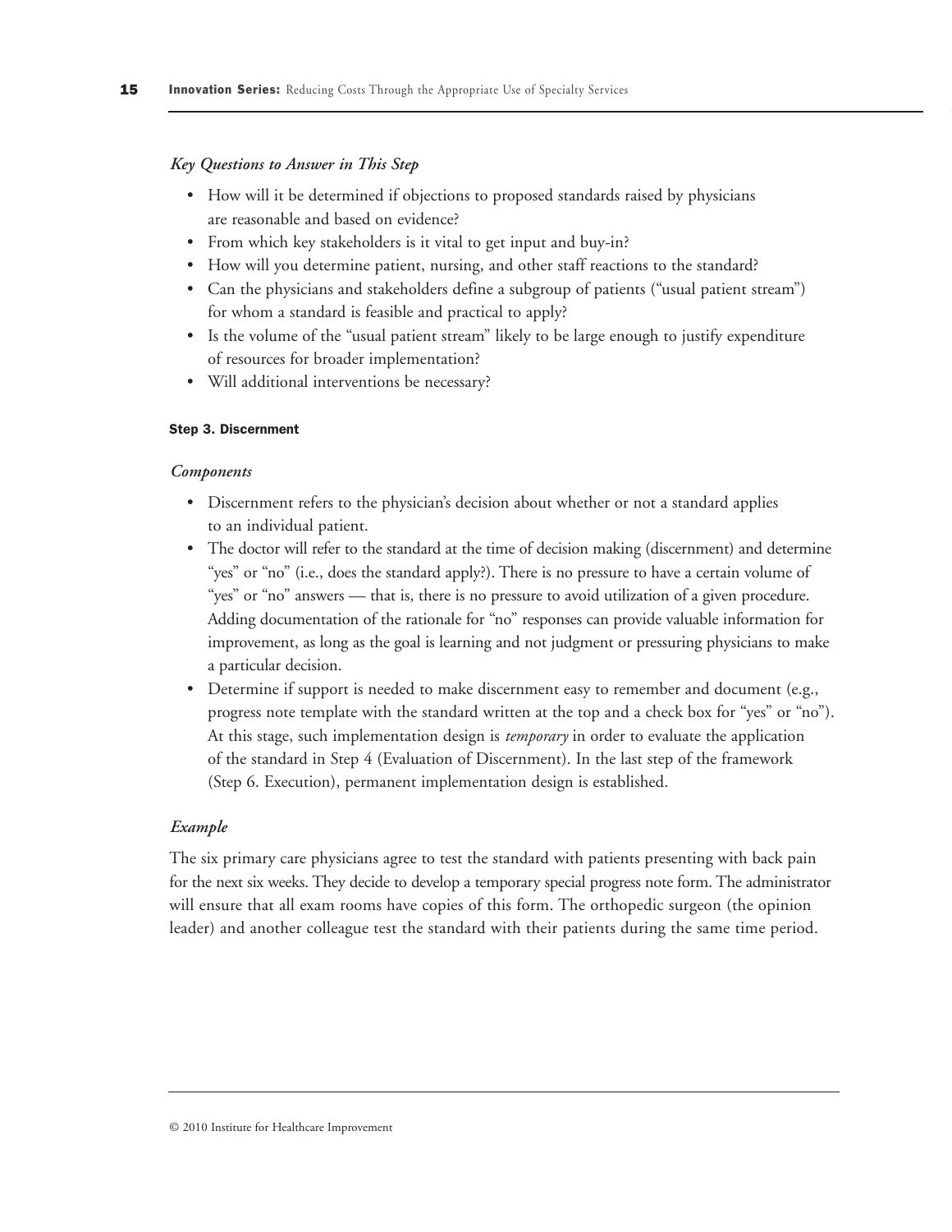*Key Questions to Answer in This Step*

- How will it be determined if objections to proposed standards raised by physicians are reasonable and based on evidence?
- From which key stakeholders is it vital to get input and buy-in?
- How will you determine patient, nursing, and other staff reactions to the standard?
- Can the physicians and stakeholders define a subgroup of patients ("usual patient stream") for whom a standard is feasible and practical to apply?
- Is the volume of the "usual patient stream" likely to be large enough to justify expenditure of resources for broader implementation?
- Will additional interventions be necessary?

#### Step 3. Discernment

*Components*

- Discernment refers to the physician's decision about whether or not a standard applies to an individual patient.
- The doctor will refer to the standard at the time of decision making (discernment) and determine "yes" or "no" (i.e., does the standard apply?). There is no pressure to have a certain volume of "yes" or "no" answers — that is, there is no pressure to avoid utilization of a given procedure. Adding documentation of the rationale for "no" responses can provide valuable information for improvement, as long as the goal is learning and not judgment or pressuring physicians to make a particular decision.
- Determine if support is needed to make discernment easy to remember and document (e.g., progress note template with the standard written at the top and a check box for "yes" or "no"). At this stage, such implementation design is *temporary* in order to evaluate the application of the standard in Step 4 (Evaluation of Discernment). In the last step of the framework (Step 6. Execution), permanent implementation design is established.

*Example*

The six primary care physicians agree to test the standard with patients presenting with back pain for the next six weeks. They decide to develop a temporary special progress note form. The administrator will ensure that all exam rooms have copies of this form. The orthopedic surgeon (the opinion leader) and another colleague test the standard with their patients during the same time period.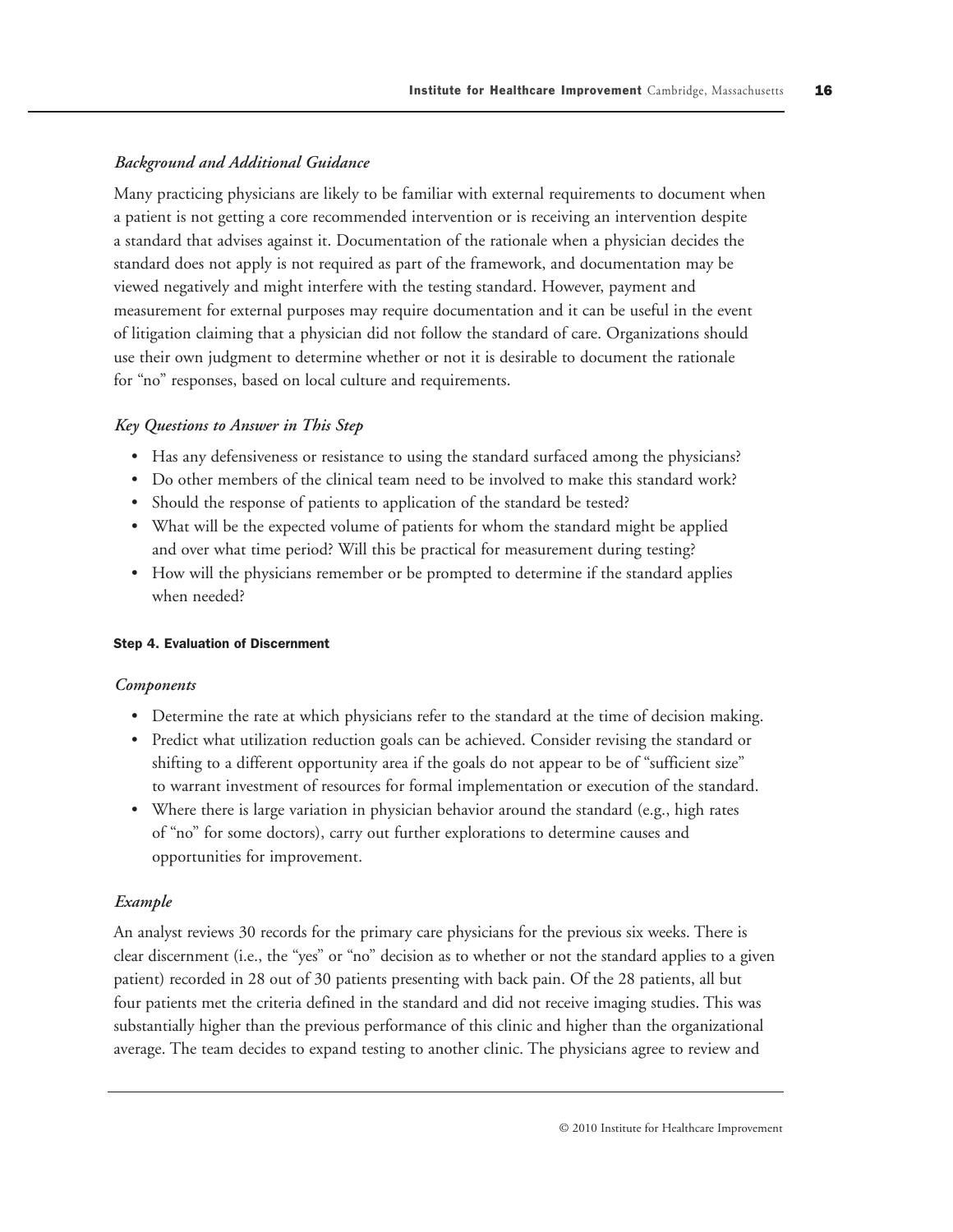*Background and Additional Guidance*

Many practicing physicians are likely to be familiar with external requirements to document when a patient is not getting a core recommended intervention or is receiving an intervention despite a standard that advises against it. Documentation of the rationale when a physician decides the standard does not apply is not required as part of the framework, and documentation may be viewed negatively and might interfere with the testing standard. However, payment and measurement for external purposes may require documentation and it can be useful in the event of litigation claiming that a physician did not follow the standard of care. Organizations should use their own judgment to determine whether or not it is desirable to document the rationale for "no" responses, based on local culture and requirements.

*Key Questions to Answer in This Step*

- Has any defensiveness or resistance to using the standard surfaced among the physicians?
- Do other members of the clinical team need to be involved to make this standard work?
- Should the response of patients to application of the standard be tested?
- What will be the expected volume of patients for whom the standard might be applied and over what time period? Will this be practical for measurement during testing?
- How will the physicians remember or be prompted to determine if the standard applies when needed?

#### Step 4. Evaluation of Discernment

*Components*

- Determine the rate at which physicians refer to the standard at the time of decision making.
- Predict what utilization reduction goals can be achieved. Consider revising the standard or shifting to a different opportunity area if the goals do not appear to be of "sufficient size" to warrant investment of resources for formal implementation or execution of the standard.
- Where there is large variation in physician behavior around the standard (e.g., high rates of "no" for some doctors), carry out further explorations to determine causes and opportunities for improvement.

*Example*

An analyst reviews 30 records for the primary care physicians for the previous six weeks. There is clear discernment (i.e., the "yes" or "no" decision as to whether or not the standard applies to a given patient) recorded in 28 out of 30 patients presenting with back pain. Of the 28 patients, all but four patients met the criteria defined in the standard and did not receive imaging studies. This was substantially higher than the previous performance of this clinic and higher than the organizational average. The team decides to expand testing to another clinic. The physicians agree to review and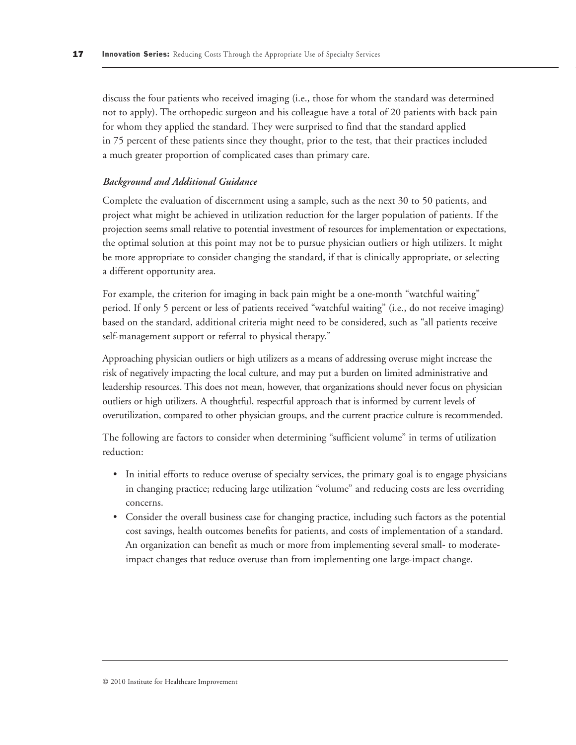discuss the four patients who received imaging (i.e., those for whom the standard was determined not to apply). The orthopedic surgeon and his colleague have a total of 20 patients with back pain for whom they applied the standard. They were surprised to find that the standard applied in 75 percent of these patients since they thought, prior to the test, that their practices included a much greater proportion of complicated cases than primary care.

*Background and Additional Guidance*

Complete the evaluation of discernment using a sample, such as the next 30 to 50 patients, and project what might be achieved in utilization reduction for the larger population of patients. If the projection seems small relative to potential investment of resources for implementation or expectations, the optimal solution at this point may not be to pursue physician outliers or high utilizers. It might be more appropriate to consider changing the standard, if that is clinically appropriate, or selecting a different opportunity area.

For example, the criterion for imaging in back pain might be a one-month "watchful waiting" period. If only 5 percent or less of patients received "watchful waiting" (i.e., do not receive imaging) based on the standard, additional criteria might need to be considered, such as "all patients receive self-management support or referral to physical therapy."

Approaching physician outliers or high utilizers as a means of addressing overuse might increase the risk of negatively impacting the local culture, and may put a burden on limited administrative and leadership resources. This does not mean, however, that organizations should never focus on physician outliers or high utilizers. A thoughtful, respectful approach that is informed by current levels of overutilization, compared to other physician groups, and the current practice culture is recommended.

The following are factors to consider when determining "sufficient volume" in terms of utilization reduction:

- In initial efforts to reduce overuse of specialty services, the primary goal is to engage physicians in changing practice; reducing large utilization "volume" and reducing costs are less overriding concerns.
- Consider the overall business case for changing practice, including such factors as the potential cost savings, health outcomes benefits for patients, and costs of implementation of a standard. An organization can benefit as much or more from implementing several small- to moderate-impact changes that reduce overuse than from implementing one large-impact change.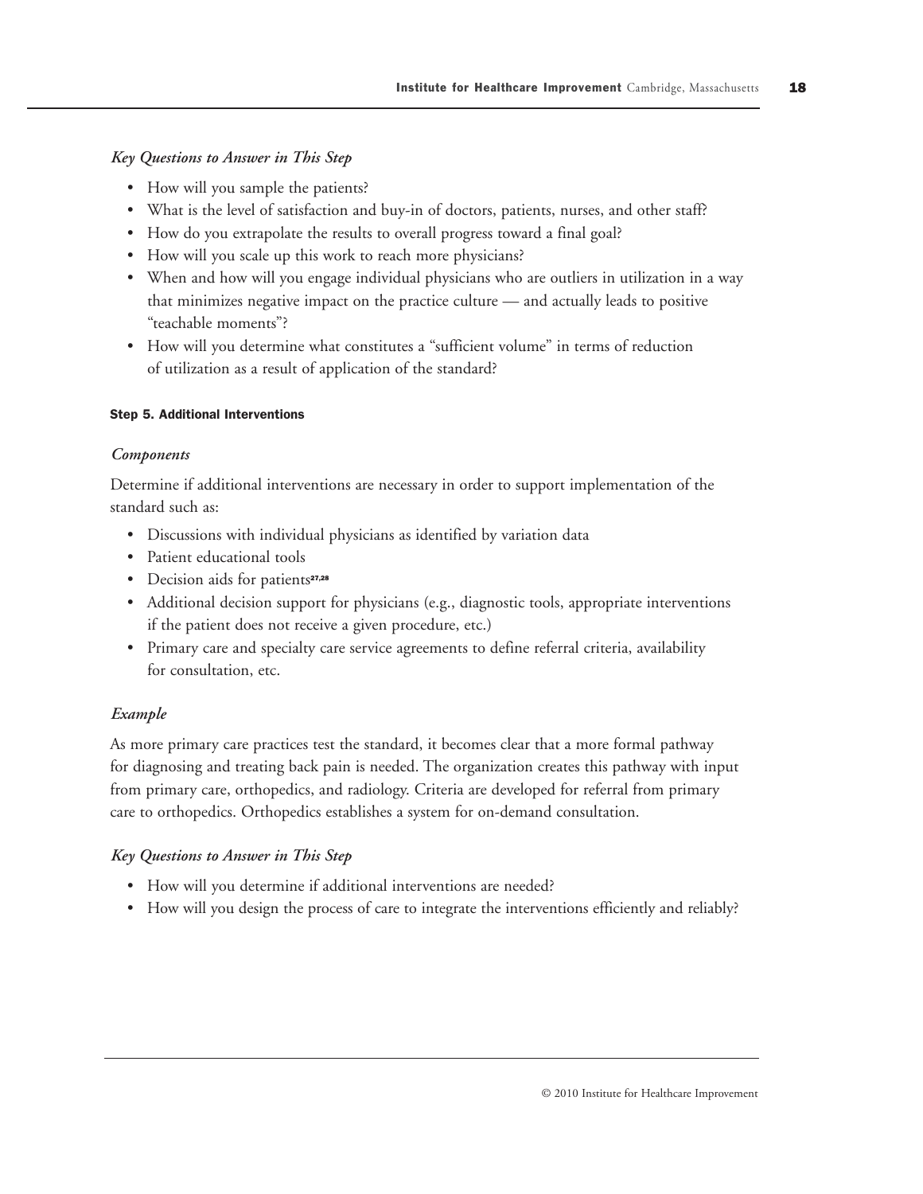*Key Questions to Answer in This Step*

- How will you sample the patients?
- What is the level of satisfaction and buy-in of doctors, patients, nurses, and other staff?
- How do you extrapolate the results to overall progress toward a final goal?
- How will you scale up this work to reach more physicians?
- When and how will you engage individual physicians who are outliers in utilization in a way that minimizes negative impact on the practice culture — and actually leads to positive "teachable moments"?
- How will you determine what constitutes a "sufficient volume" in terms of reduction of utilization as a result of application of the standard?

#### Step 5. Additional Interventions

*Components*

Determine if additional interventions are necessary in order to support implementation of the standard such as:

- Discussions with individual physicians as identified by variation data
- Patient educational tools
- Decision aids for patients[27,28]
- Additional decision support for physicians (e.g., diagnostic tools, appropriate interventions if the patient does not receive a given procedure, etc.)
- Primary care and specialty care service agreements to define referral criteria, availability for consultation, etc.

*Example*

As more primary care practices test the standard, it becomes clear that a more formal pathway for diagnosing and treating back pain is needed. The organization creates this pathway with input from primary care, orthopedics, and radiology. Criteria are developed for referral from primary care to orthopedics. Orthopedics establishes a system for on-demand consultation.

*Key Questions to Answer in This Step*

- How will you determine if additional interventions are needed?
- How will you design the process of care to integrate the interventions efficiently and reliably?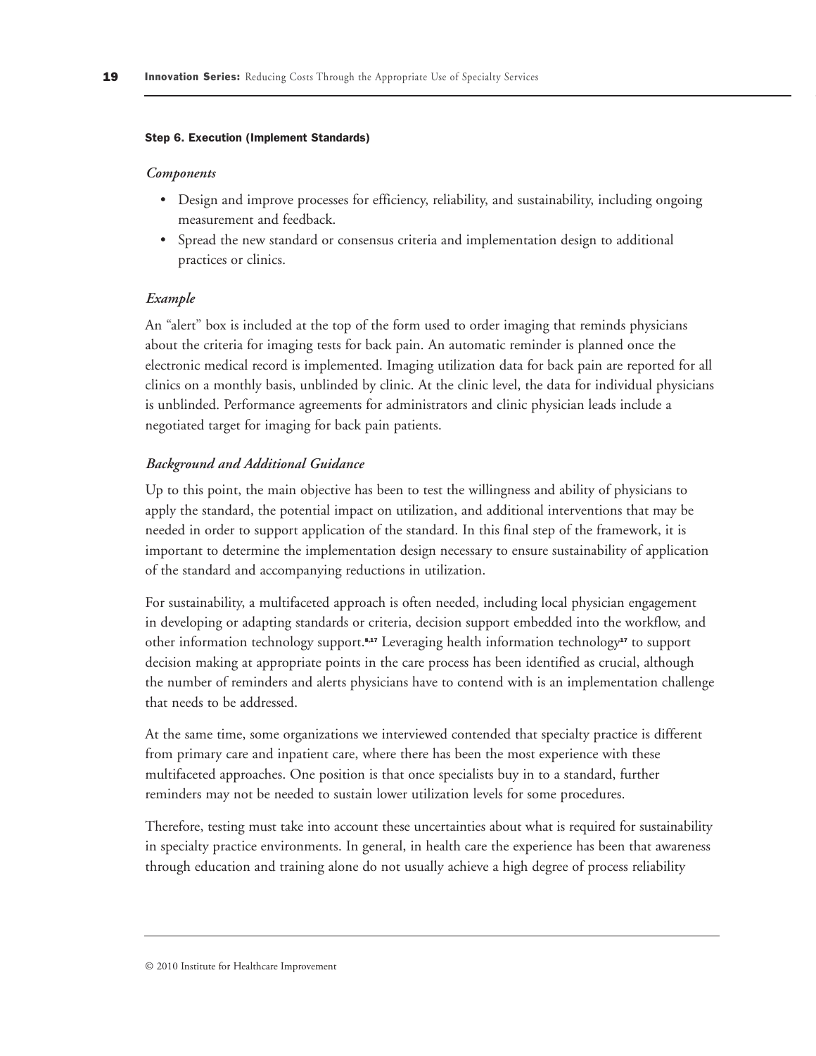#### Step 6. Execution (Implement Standards)

*Components*

- Design and improve processes for efficiency, reliability, and sustainability, including ongoing measurement and feedback.
- Spread the new standard or consensus criteria and implementation design to additional practices or clinics.

*Example*

An "alert" box is included at the top of the form used to order imaging that reminds physicians about the criteria for imaging tests for back pain. An automatic reminder is planned once the electronic medical record is implemented. Imaging utilization data for back pain are reported for all clinics on a monthly basis, unblinded by clinic. At the clinic level, the data for individual physicians is unblinded. Performance agreements for administrators and clinic physician leads include a negotiated target for imaging for back pain patients.

*Background and Additional Guidance*

Up to this point, the main objective has been to test the willingness and ability of physicians to apply the standard, the potential impact on utilization, and additional interventions that may be needed in order to support application of the standard. In this final step of the framework, it is important to determine the implementation design necessary to ensure sustainability of application of the standard and accompanying reductions in utilization.

For sustainability, a multifaceted approach is often needed, including local physician engagement in developing or adapting standards or criteria, decision support embedded into the workflow, and other information technology support.[8,17] Leveraging health information technology[17] to support decision making at appropriate points in the care process has been identified as crucial, although the number of reminders and alerts physicians have to contend with is an implementation challenge that needs to be addressed.

At the same time, some organizations we interviewed contended that specialty practice is different from primary care and inpatient care, where there has been the most experience with these multifaceted approaches. One position is that once specialists buy in to a standard, further reminders may not be needed to sustain lower utilization levels for some procedures.

Therefore, testing must take into account these uncertainties about what is required for sustainability in specialty practice environments. In general, in health care the experience has been that awareness through education and training alone do not usually achieve a high degree of process reliability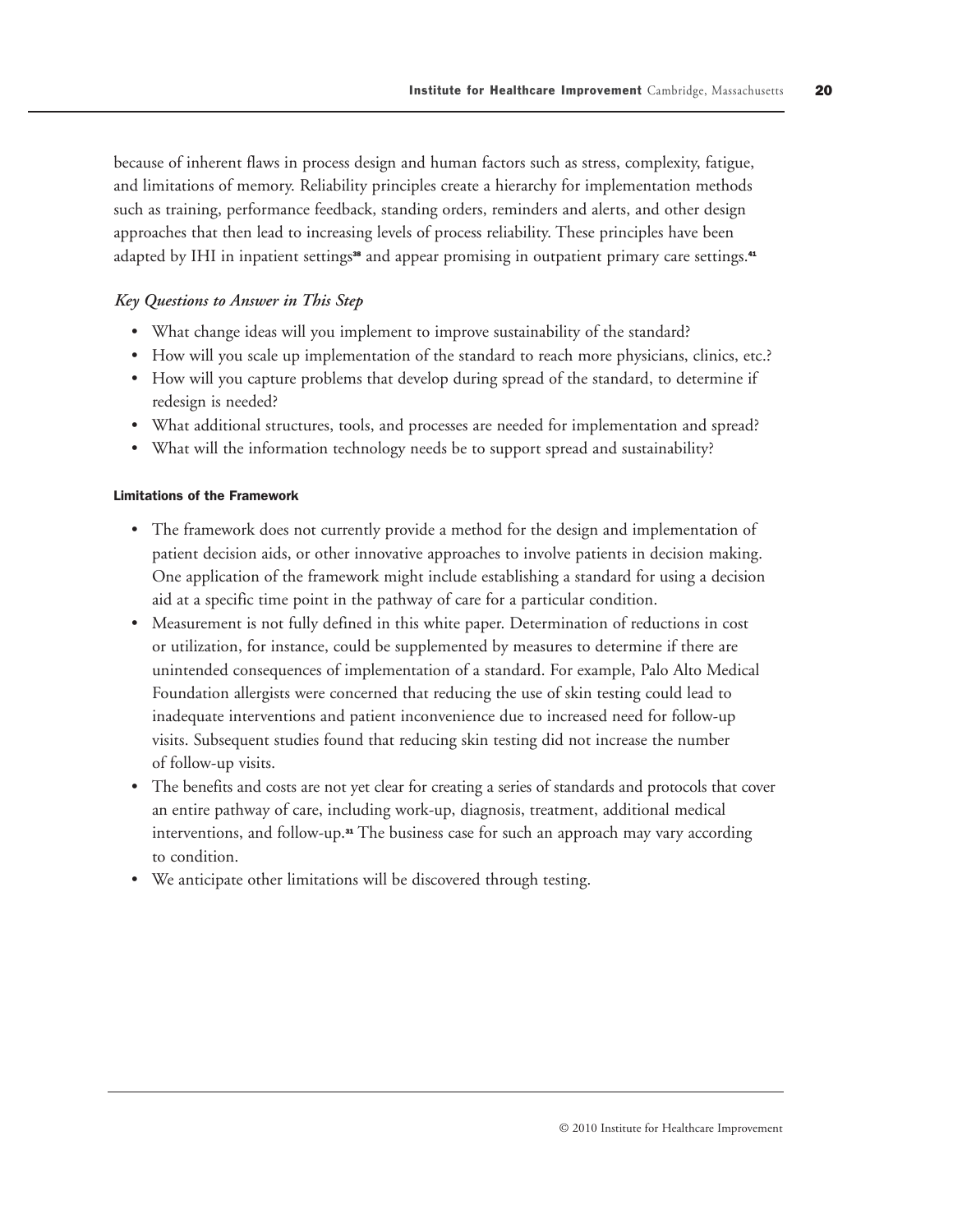because of inherent flaws in process design and human factors such as stress, complexity, fatigue, and limitations of memory. Reliability principles create a hierarchy for implementation methods such as training, performance feedback, standing orders, reminders and alerts, and other design approaches that then lead to increasing levels of process reliability. These principles have been adapted by IHI in inpatient settings[38] and appear promising in outpatient primary care settings.[41]

*Key Questions to Answer in This Step*

- What change ideas will you implement to improve sustainability of the standard?
- How will you scale up implementation of the standard to reach more physicians, clinics, etc.?
- How will you capture problems that develop during spread of the standard, to determine if redesign is needed?
- What additional structures, tools, and processes are needed for implementation and spread?
- What will the information technology needs be to support spread and sustainability?

#### Limitations of the Framework

- The framework does not currently provide a method for the design and implementation of patient decision aids, or other innovative approaches to involve patients in decision making. One application of the framework might include establishing a standard for using a decision aid at a specific time point in the pathway of care for a particular condition.
- Measurement is not fully defined in this white paper. Determination of reductions in cost or utilization, for instance, could be supplemented by measures to determine if there are unintended consequences of implementation of a standard. For example, Palo Alto Medical Foundation allergists were concerned that reducing the use of skin testing could lead to inadequate interventions and patient inconvenience due to increased need for follow-up visits. Subsequent studies found that reducing skin testing did not increase the number of follow-up visits.
- The benefits and costs are not yet clear for creating a series of standards and protocols that cover an entire pathway of care, including work-up, diagnosis, treatment, additional medical interventions, and follow-up.[31] The business case for such an approach may vary according to condition.
- We anticipate other limitations will be discovered through testing.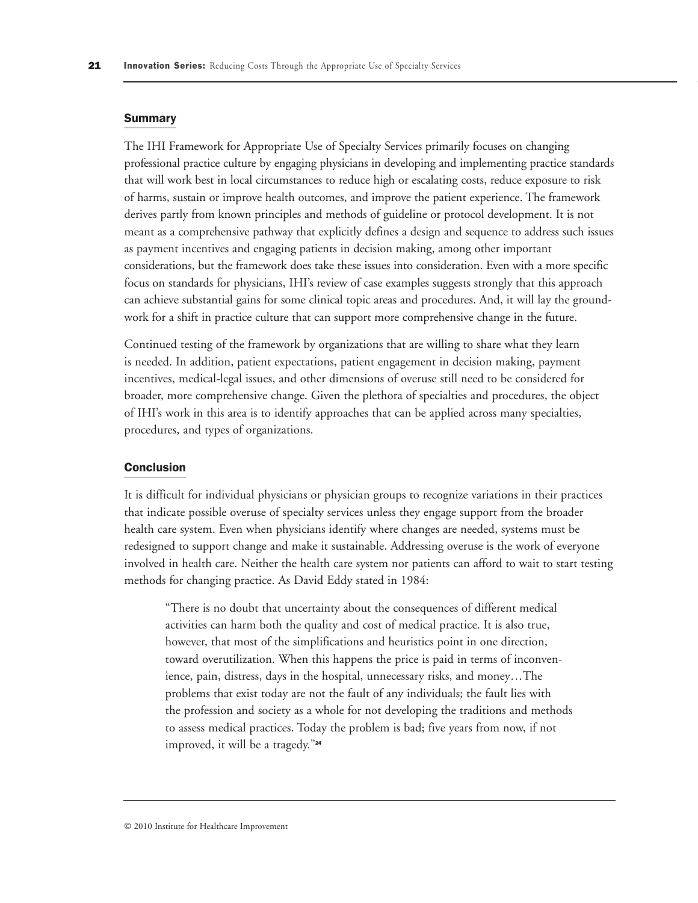## Summary

The IHI Framework for Appropriate Use of Specialty Services primarily focuses on changing professional practice culture by engaging physicians in developing and implementing practice standards that will work best in local circumstances to reduce high or escalating costs, reduce exposure to risk of harms, sustain or improve health outcomes, and improve the patient experience. The framework derives partly from known principles and methods of guideline or protocol development. It is not meant as a comprehensive pathway that explicitly defines a design and sequence to address such issues as payment incentives and engaging patients in decision making, among other important considerations, but the framework does take these issues into consideration. Even with a more specific focus on standards for physicians, IHI's review of case examples suggests strongly that this approach can achieve substantial gains for some clinical topic areas and procedures. And, it will lay the groundwork for a shift in practice culture that can support more comprehensive change in the future.

Continued testing of the framework by organizations that are willing to share what they learn is needed. In addition, patient expectations, patient engagement in decision making, payment incentives, medical-legal issues, and other dimensions of overuse still need to be considered for broader, more comprehensive change. Given the plethora of specialties and procedures, the object of IHI's work in this area is to identify approaches that can be applied across many specialties, procedures, and types of organizations.

## Conclusion

It is difficult for individual physicians or physician groups to recognize variations in their practices that indicate possible overuse of specialty services unless they engage support from the broader health care system. Even when physicians identify where changes are needed, systems must be redesigned to support change and make it sustainable. Addressing overuse is the work of everyone involved in health care. Neither the health care system nor patients can afford to wait to start testing methods for changing practice. As David Eddy stated in 1984:

> "There is no doubt that uncertainty about the consequences of different medical activities can harm both the quality and cost of medical practice. It is also true, however, that most of the simplifications and heuristics point in one direction, toward overutilization. When this happens the price is paid in terms of inconvenience, pain, distress, days in the hospital, unnecessary risks, and money…The problems that exist today are not the fault of any individuals; the fault lies with the profession and society as a whole for not developing the traditions and methods to assess medical practices. Today the problem is bad; five years from now, if not improved, it will be a tragedy."[24]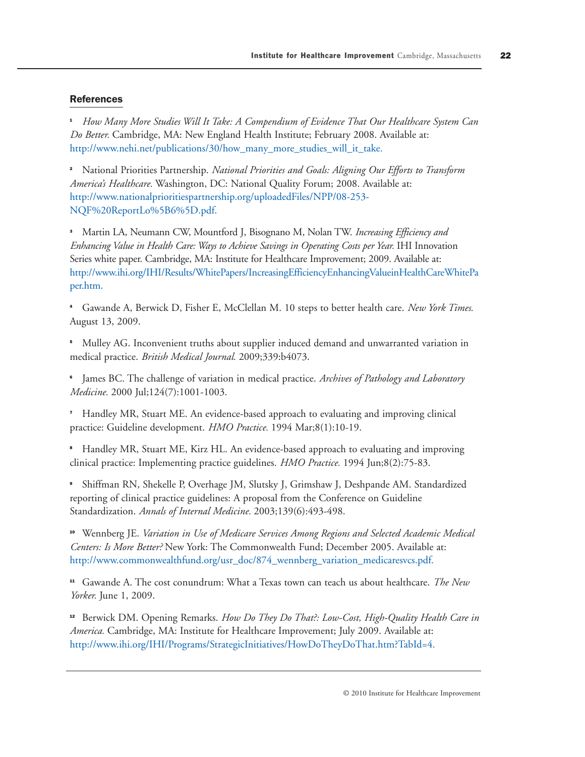## References

[1] *How Many More Studies Will It Take: A Compendium of Evidence That Our Healthcare System Can Do Better.* Cambridge, MA: New England Health Institute; February 2008. Available at: http://www.nehi.net/publications/30/how_many_more_studies_will_it_take.

[2] National Priorities Partnership. *National Priorities and Goals: Aligning Our Efforts to Transform America's Healthcare.* Washington, DC: National Quality Forum; 2008. Available at: http://www.nationalprioritiespartnership.org/uploadedFiles/NPP/08-253-NQF%20ReportLo%5B6%5D.pdf.

[3] Martin LA, Neumann CW, Mountford J, Bisognano M, Nolan TW. *Increasing Efficiency and Enhancing Value in Health Care: Ways to Achieve Savings in Operating Costs per Year.* IHI Innovation Series white paper. Cambridge, MA: Institute for Healthcare Improvement; 2009. Available at: http://www.ihi.org/IHI/Results/WhitePapers/IncreasingEfficiencyEnhancingValueinHealthCareWhitePaper.htm.

[4] Gawande A, Berwick D, Fisher E, McClellan M. 10 steps to better health care. *New York Times.* August 13, 2009.

[5] Mulley AG. Inconvenient truths about supplier induced demand and unwarranted variation in medical practice. *British Medical Journal.* 2009;339:b4073.

[6] James BC. The challenge of variation in medical practice. *Archives of Pathology and Laboratory Medicine.* 2000 Jul;124(7):1001-1003.

[7] Handley MR, Stuart ME. An evidence-based approach to evaluating and improving clinical practice: Guideline development. *HMO Practice.* 1994 Mar;8(1):10-19.

[8] Handley MR, Stuart ME, Kirz HL. An evidence-based approach to evaluating and improving clinical practice: Implementing practice guidelines. *HMO Practice.* 1994 Jun;8(2):75-83.

[9] Shiffman RN, Shekelle P, Overhage JM, Slutsky J, Grimshaw J, Deshpande AM. Standardized reporting of clinical practice guidelines: A proposal from the Conference on Guideline Standardization. *Annals of Internal Medicine.* 2003;139(6):493-498.

[10] Wennberg JE. *Variation in Use of Medicare Services Among Regions and Selected Academic Medical Centers: Is More Better?* New York: The Commonwealth Fund; December 2005. Available at: http://www.commonwealthfund.org/usr_doc/874_wennberg_variation_medicaresvcs.pdf.

[11] Gawande A. The cost conundrum: What a Texas town can teach us about healthcare. *The New Yorker.* June 1, 2009.

[12] Berwick DM. Opening Remarks. *How Do They Do That?: Low-Cost, High-Quality Health Care in America.* Cambridge, MA: Institute for Healthcare Improvement; July 2009. Available at: http://www.ihi.org/IHI/Programs/StrategicInitiatives/HowDoTheyDoThat.htm?TabId=4.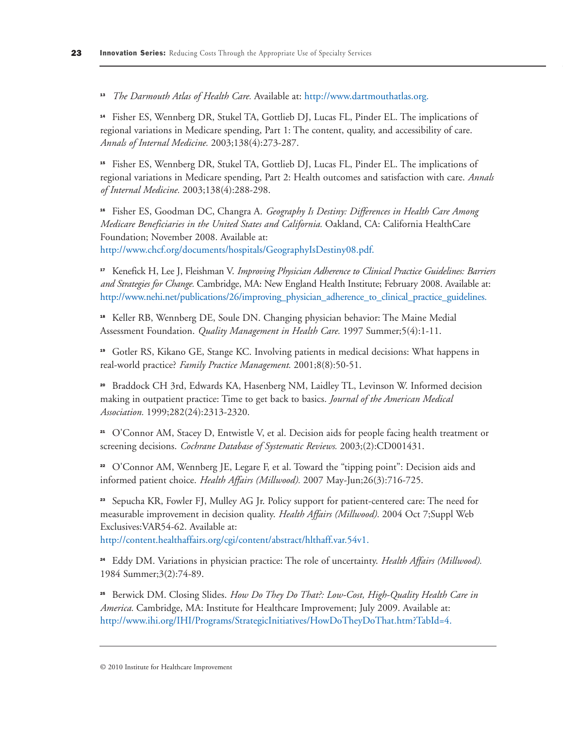[13] *The Darmouth Atlas of Health Care.* Available at: http://www.dartmouthatlas.org.

[14] Fisher ES, Wennberg DR, Stukel TA, Gottlieb DJ, Lucas FL, Pinder EL. The implications of regional variations in Medicare spending, Part 1: The content, quality, and accessibility of care. *Annals of Internal Medicine.* 2003;138(4):273-287.

[15] Fisher ES, Wennberg DR, Stukel TA, Gottlieb DJ, Lucas FL, Pinder EL. The implications of regional variations in Medicare spending, Part 2: Health outcomes and satisfaction with care. *Annals of Internal Medicine.* 2003;138(4):288-298.

[16] Fisher ES, Goodman DC, Changra A. *Geography Is Destiny: Differences in Health Care Among Medicare Beneficiaries in the United States and California.* Oakland, CA: California HealthCare Foundation; November 2008. Available at: http://www.chcf.org/documents/hospitals/GeographyIsDestiny08.pdf.

[17] Kenefick H, Lee J, Fleishman V. *Improving Physician Adherence to Clinical Practice Guidelines: Barriers and Strategies for Change.* Cambridge, MA: New England Health Institute; February 2008. Available at: http://www.nehi.net/publications/26/improving_physician_adherence_to_clinical_practice_guidelines.

[18] Keller RB, Wennberg DE, Soule DN. Changing physician behavior: The Maine Medial Assessment Foundation. *Quality Management in Health Care.* 1997 Summer;5(4):1-11.

[19] Gotler RS, Kikano GE, Stange KC. Involving patients in medical decisions: What happens in real-world practice? *Family Practice Management.* 2001;8(8):50-51.

[20] Braddock CH 3rd, Edwards KA, Hasenberg NM, Laidley TL, Levinson W. Informed decision making in outpatient practice: Time to get back to basics. *Journal of the American Medical Association.* 1999;282(24):2313-2320.

[21] O'Connor AM, Stacey D, Entwistle V, et al. Decision aids for people facing health treatment or screening decisions. *Cochrane Database of Systematic Reviews.* 2003;(2):CD001431.

[22] O'Connor AM, Wennberg JE, Legare F, et al. Toward the "tipping point": Decision aids and informed patient choice. *Health Affairs (Millwood).* 2007 May-Jun;26(3):716-725.

[23] Sepucha KR, Fowler FJ, Mulley AG Jr. Policy support for patient-centered care: The need for measurable improvement in decision quality. *Health Affairs (Millwood).* 2004 Oct 7;Suppl Web Exclusives:VAR54-62. Available at: http://content.healthaffairs.org/cgi/content/abstract/hlthaff.var.54v1.

[24] Eddy DM. Variations in physician practice: The role of uncertainty. *Health Affairs (Millwood).* 1984 Summer;3(2):74-89.

[25] Berwick DM. Closing Slides. *How Do They Do That?: Low-Cost, High-Quality Health Care in America.* Cambridge, MA: Institute for Healthcare Improvement; July 2009. Available at: http://www.ihi.org/IHI/Programs/StrategicInitiatives/HowDoTheyDoThat.htm?TabId=4.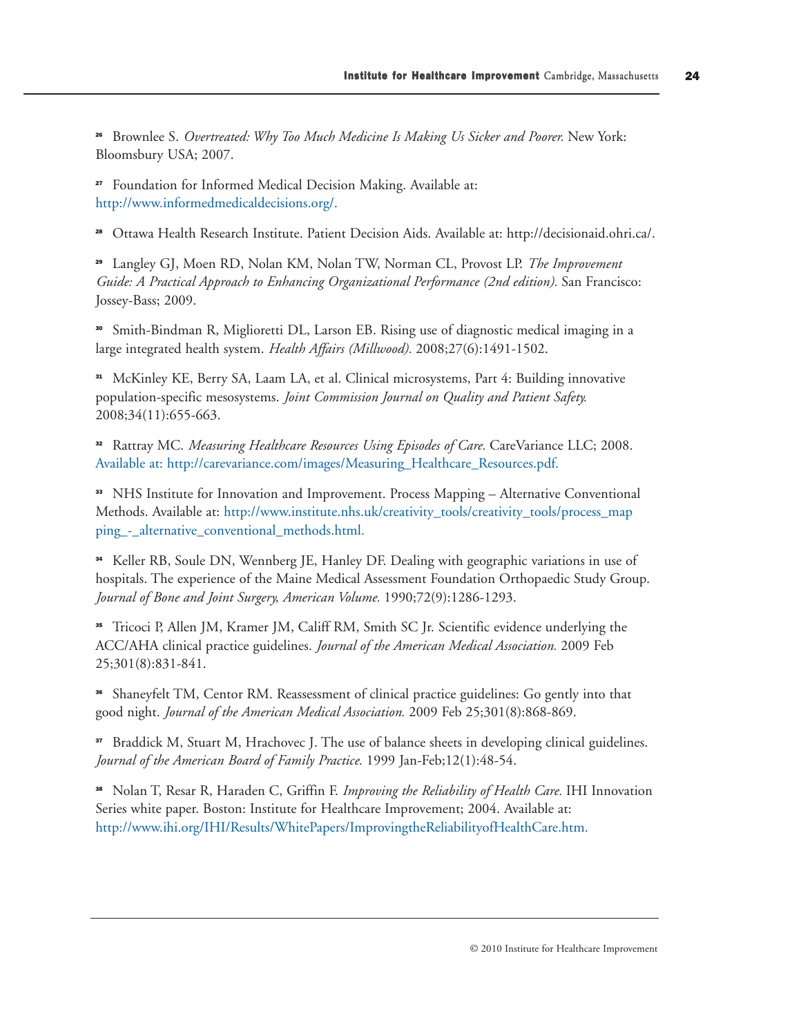[26] Brownlee S. *Overtreated: Why Too Much Medicine Is Making Us Sicker and Poorer.* New York: Bloomsbury USA; 2007.

[27] Foundation for Informed Medical Decision Making. Available at: http://www.informedmedicaldecisions.org/.

[28] Ottawa Health Research Institute. Patient Decision Aids. Available at: http://decisionaid.ohri.ca/.

[29] Langley GJ, Moen RD, Nolan KM, Nolan TW, Norman CL, Provost LP. *The Improvement Guide: A Practical Approach to Enhancing Organizational Performance (2nd edition).* San Francisco: Jossey-Bass; 2009.

[30] Smith-Bindman R, Miglioretti DL, Larson EB. Rising use of diagnostic medical imaging in a large integrated health system. *Health Affairs (Millwood).* 2008;27(6):1491-1502.

[31] McKinley KE, Berry SA, Laam LA, et al. Clinical microsystems, Part 4: Building innovative population-specific mesosystems. *Joint Commission Journal on Quality and Patient Safety.* 2008;34(11):655-663.

[32] Rattray MC. *Measuring Healthcare Resources Using Episodes of Care.* CareVariance LLC; 2008. Available at: http://carevariance.com/images/Measuring_Healthcare_Resources.pdf.

[33] NHS Institute for Innovation and Improvement. Process Mapping – Alternative Conventional Methods. Available at: http://www.institute.nhs.uk/creativity_tools/creativity_tools/process_mapping_-_alternative_conventional_methods.html.

[34] Keller RB, Soule DN, Wennberg JE, Hanley DF. Dealing with geographic variations in use of hospitals. The experience of the Maine Medical Assessment Foundation Orthopaedic Study Group. *Journal of Bone and Joint Surgery, American Volume.* 1990;72(9):1286-1293.

[35] Tricoci P, Allen JM, Kramer JM, Califf RM, Smith SC Jr. Scientific evidence underlying the ACC/AHA clinical practice guidelines. *Journal of the American Medical Association.* 2009 Feb 25;301(8):831-841.

[36] Shaneyfelt TM, Centor RM. Reassessment of clinical practice guidelines: Go gently into that good night. *Journal of the American Medical Association.* 2009 Feb 25;301(8):868-869.

[37] Braddick M, Stuart M, Hrachovec J. The use of balance sheets in developing clinical guidelines. *Journal of the American Board of Family Practice.* 1999 Jan-Feb;12(1):48-54.

[38] Nolan T, Resar R, Haraden C, Griffin F. *Improving the Reliability of Health Care.* IHI Innovation Series white paper. Boston: Institute for Healthcare Improvement; 2004. Available at: http://www.ihi.org/IHI/Results/WhitePapers/ImprovingtheReliabilityofHealthCare.htm.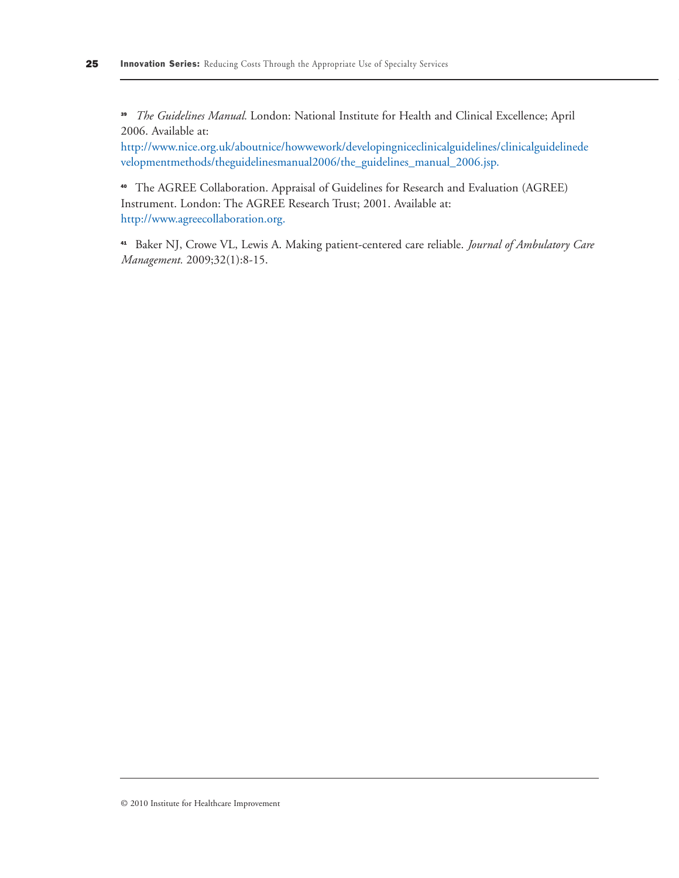[39] *The Guidelines Manual.* London: National Institute for Health and Clinical Excellence; April 2006. Available at: http://www.nice.org.uk/aboutnice/howwework/developingniceclinicalguidelines/clinicalguidelinedevelopmentmethods/theguidelinesmanual2006/the_guidelines_manual_2006.jsp.

[40] The AGREE Collaboration. Appraisal of Guidelines for Research and Evaluation (AGREE) Instrument. London: The AGREE Research Trust; 2001. Available at: http://www.agreecollaboration.org.

[41] Baker NJ, Crowe VL, Lewis A. Making patient-centered care reliable. *Journal of Ambulatory Care Management.* 2009;32(1):8-15.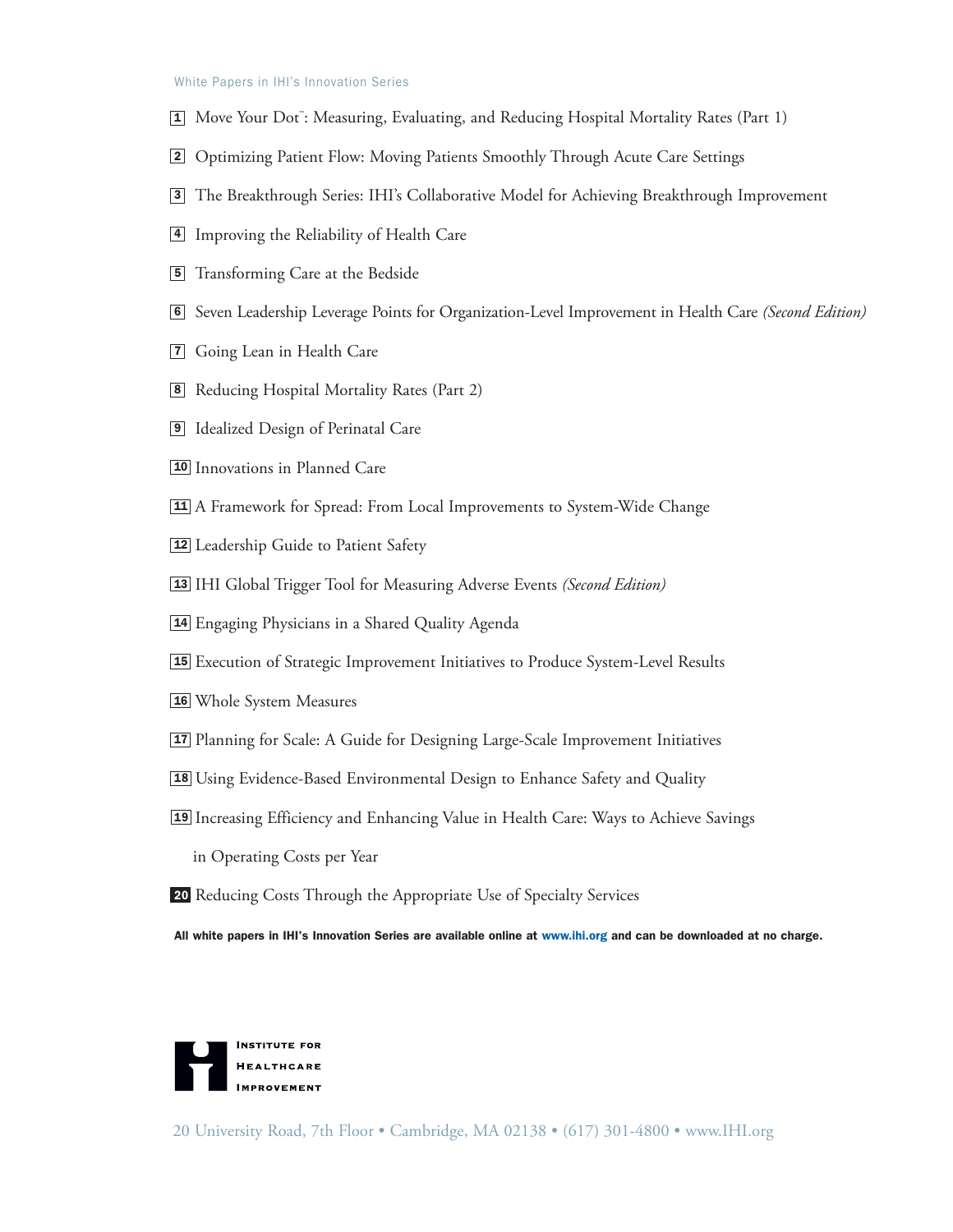White Papers in IHI's Innovation Series

1. Move Your Dot™: Measuring, Evaluating, and Reducing Hospital Mortality Rates (Part 1)
2. Optimizing Patient Flow: Moving Patients Smoothly Through Acute Care Settings
3. The Breakthrough Series: IHI's Collaborative Model for Achieving Breakthrough Improvement
4. Improving the Reliability of Health Care
5. Transforming Care at the Bedside
6. Seven Leadership Leverage Points for Organization-Level Improvement in Health Care *(Second Edition)*
7. Going Lean in Health Care
8. Reducing Hospital Mortality Rates (Part 2)
9. Idealized Design of Perinatal Care
10. Innovations in Planned Care
11. A Framework for Spread: From Local Improvements to System-Wide Change
12. Leadership Guide to Patient Safety
13. IHI Global Trigger Tool for Measuring Adverse Events *(Second Edition)*
14. Engaging Physicians in a Shared Quality Agenda
15. Execution of Strategic Improvement Initiatives to Produce System-Level Results
16. Whole System Measures
17. Planning for Scale: A Guide for Designing Large-Scale Improvement Initiatives
18. Using Evidence-Based Environmental Design to Enhance Safety and Quality
19. Increasing Efficiency and Enhancing Value in Health Care: Ways to Achieve Savings in Operating Costs per Year
20. Reducing Costs Through the Appropriate Use of Specialty Services

**All white papers in IHI's Innovation Series are available online at www.ihi.org and can be downloaded at no charge.**

INSTITUTE FOR HEALTHCARE IMPROVEMENT

20 University Road, 7th Floor • Cambridge, MA 02138 • (617) 301-4800 • www.IHI.org